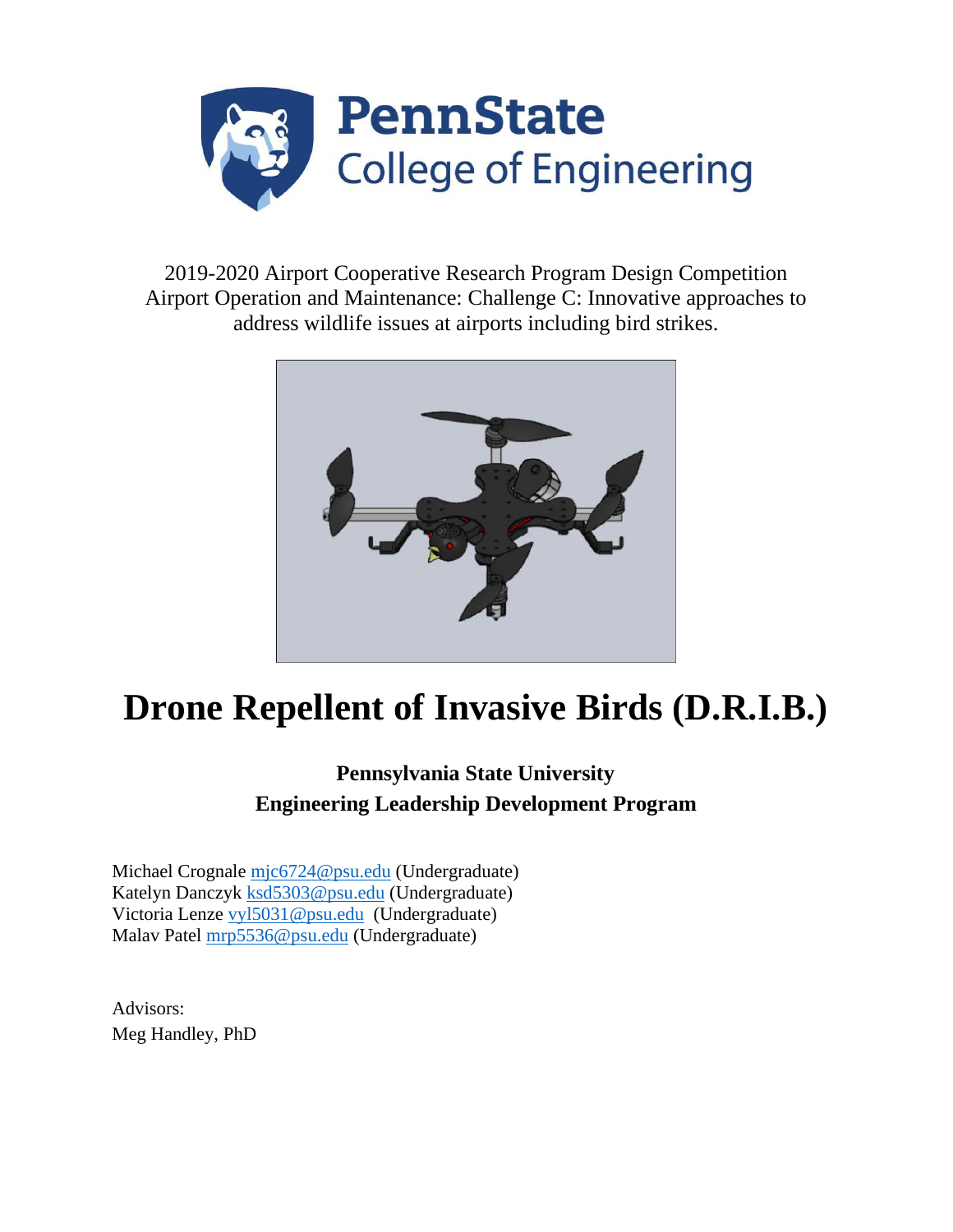PennState College of Engineering

2019-2020 Airport Cooperative Research Program Design Competition
Airport Operation and Maintenance: Challenge C: Innovative approaches to address wildlife issues at airports including bird strikes.

# Drone Repellent of Invasive Birds (D.R.I.B.)

**Pennsylvania State University**
**Engineering Leadership Development Program**

Michael Crognale mjc6724@psu.edu (Undergraduate)
Katelyn Danczyk ksd5303@psu.edu (Undergraduate)
Victoria Lenze vyl5031@psu.edu (Undergraduate)
Malav Patel mrp5536@psu.edu (Undergraduate)

Advisors:
Meg Handley, PhD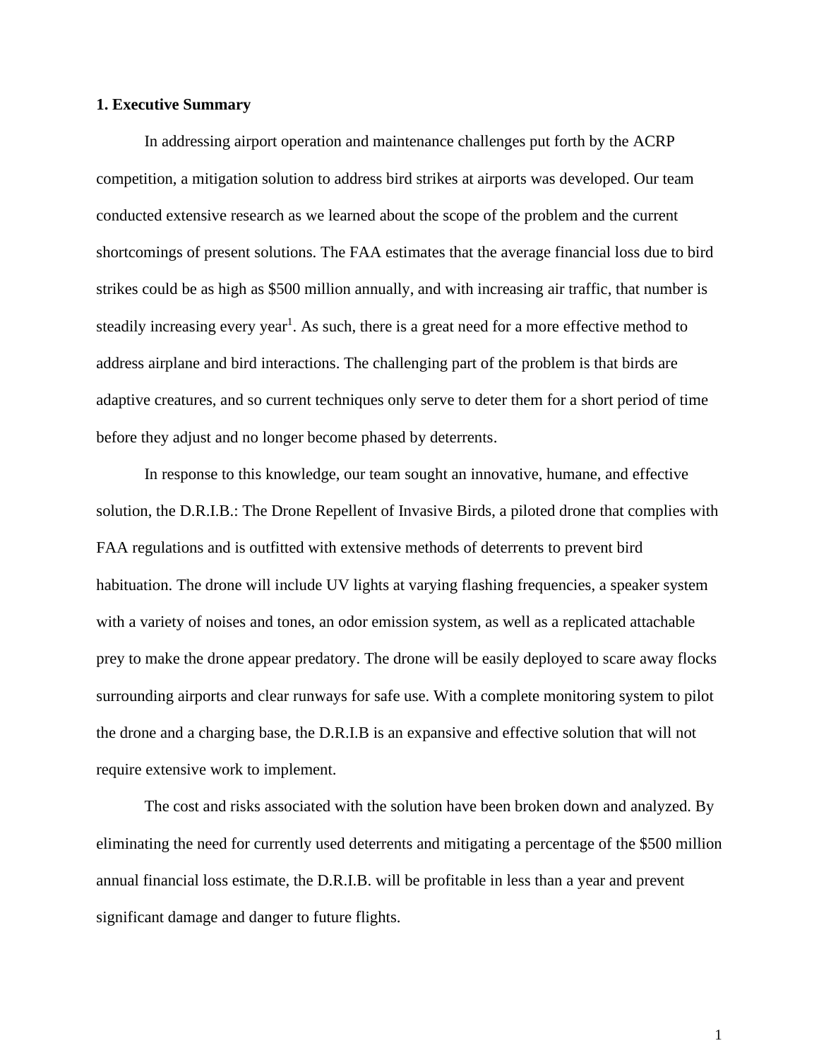## 1. Executive Summary

In addressing airport operation and maintenance challenges put forth by the ACRP competition, a mitigation solution to address bird strikes at airports was developed. Our team conducted extensive research as we learned about the scope of the problem and the current shortcomings of present solutions. The FAA estimates that the average financial loss due to bird strikes could be as high as $500 million annually, and with increasing air traffic, that number is steadily increasing every year[1]. As such, there is a great need for a more effective method to address airplane and bird interactions. The challenging part of the problem is that birds are adaptive creatures, and so current techniques only serve to deter them for a short period of time before they adjust and no longer become phased by deterrents.

In response to this knowledge, our team sought an innovative, humane, and effective solution, the D.R.I.B.: The Drone Repellent of Invasive Birds, a piloted drone that complies with FAA regulations and is outfitted with extensive methods of deterrents to prevent bird habituation. The drone will include UV lights at varying flashing frequencies, a speaker system with a variety of noises and tones, an odor emission system, as well as a replicated attachable prey to make the drone appear predatory. The drone will be easily deployed to scare away flocks surrounding airports and clear runways for safe use. With a complete monitoring system to pilot the drone and a charging base, the D.R.I.B is an expansive and effective solution that will not require extensive work to implement.

The cost and risks associated with the solution have been broken down and analyzed. By eliminating the need for currently used deterrents and mitigating a percentage of the $500 million annual financial loss estimate, the D.R.I.B. will be profitable in less than a year and prevent significant damage and danger to future flights.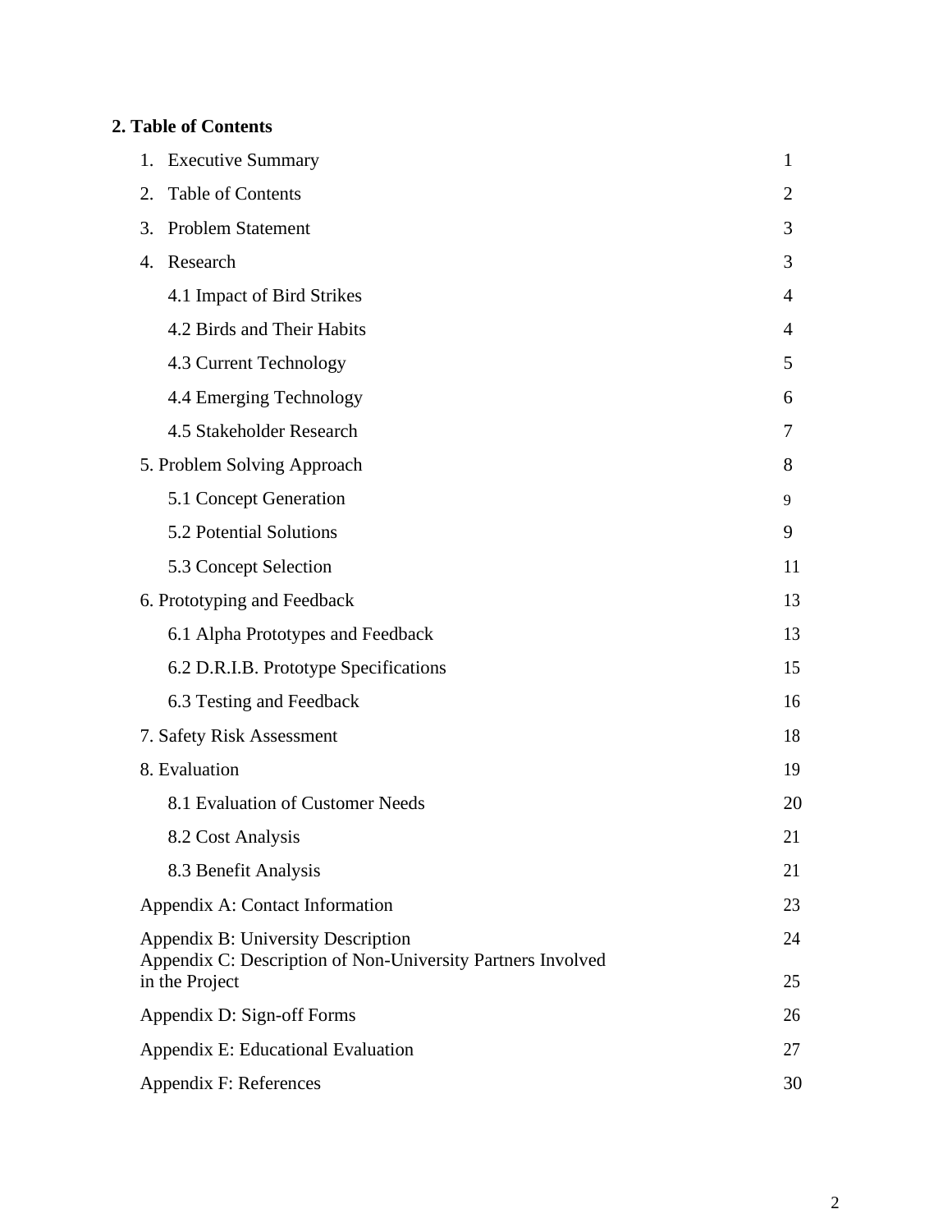## 2. Table of Contents

| | |
|---|---|
| 1. Executive Summary | 1 |
| 2. Table of Contents | 2 |
| 3. Problem Statement | 3 |
| 4. Research | 3 |
| 4.1 Impact of Bird Strikes | 4 |
| 4.2 Birds and Their Habits | 4 |
| 4.3 Current Technology | 5 |
| 4.4 Emerging Technology | 6 |
| 4.5 Stakeholder Research | 7 |
| 5. Problem Solving Approach | 8 |
| 5.1 Concept Generation | 9 |
| 5.2 Potential Solutions | 9 |
| 5.3 Concept Selection | 11 |
| 6. Prototyping and Feedback | 13 |
| 6.1 Alpha Prototypes and Feedback | 13 |
| 6.2 D.R.I.B. Prototype Specifications | 15 |
| 6.3 Testing and Feedback | 16 |
| 7. Safety Risk Assessment | 18 |
| 8. Evaluation | 19 |
| 8.1 Evaluation of Customer Needs | 20 |
| 8.2 Cost Analysis | 21 |
| 8.3 Benefit Analysis | 21 |
| Appendix A: Contact Information | 23 |
| Appendix B: University Description | 24 |
| Appendix C: Description of Non-University Partners Involved in the Project | 25 |
| Appendix D: Sign-off Forms | 26 |
| Appendix E: Educational Evaluation | 27 |
| Appendix F: References | 30 |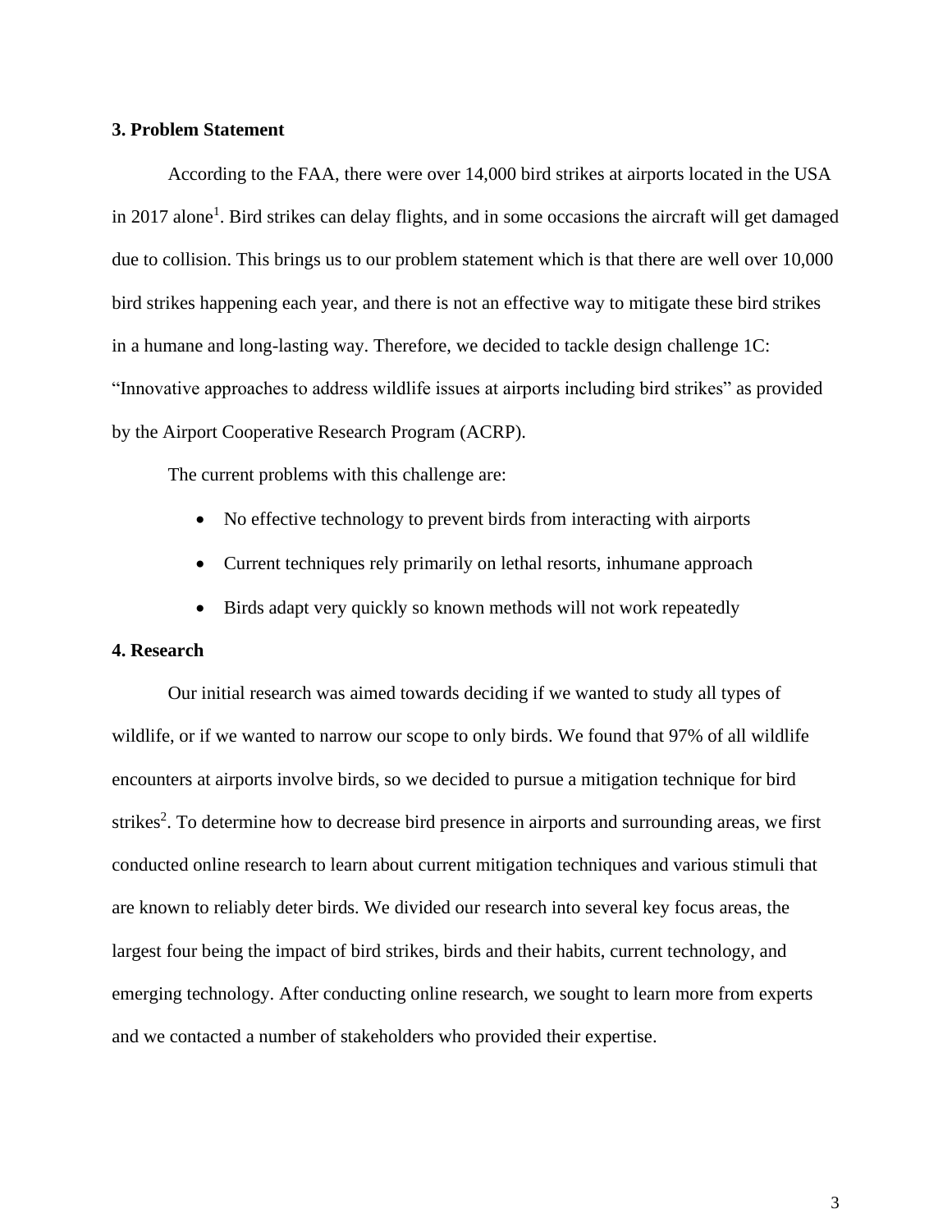## 3. Problem Statement

According to the FAA, there were over 14,000 bird strikes at airports located in the USA in 2017 alone[1]. Bird strikes can delay flights, and in some occasions the aircraft will get damaged due to collision. This brings us to our problem statement which is that there are well over 10,000 bird strikes happening each year, and there is not an effective way to mitigate these bird strikes in a humane and long-lasting way. Therefore, we decided to tackle design challenge 1C: "Innovative approaches to address wildlife issues at airports including bird strikes" as provided by the Airport Cooperative Research Program (ACRP).

The current problems with this challenge are:

- No effective technology to prevent birds from interacting with airports
- Current techniques rely primarily on lethal resorts, inhumane approach
- Birds adapt very quickly so known methods will not work repeatedly

## 4. Research

Our initial research was aimed towards deciding if we wanted to study all types of wildlife, or if we wanted to narrow our scope to only birds. We found that 97% of all wildlife encounters at airports involve birds, so we decided to pursue a mitigation technique for bird strikes[2]. To determine how to decrease bird presence in airports and surrounding areas, we first conducted online research to learn about current mitigation techniques and various stimuli that are known to reliably deter birds. We divided our research into several key focus areas, the largest four being the impact of bird strikes, birds and their habits, current technology, and emerging technology. After conducting online research, we sought to learn more from experts and we contacted a number of stakeholders who provided their expertise.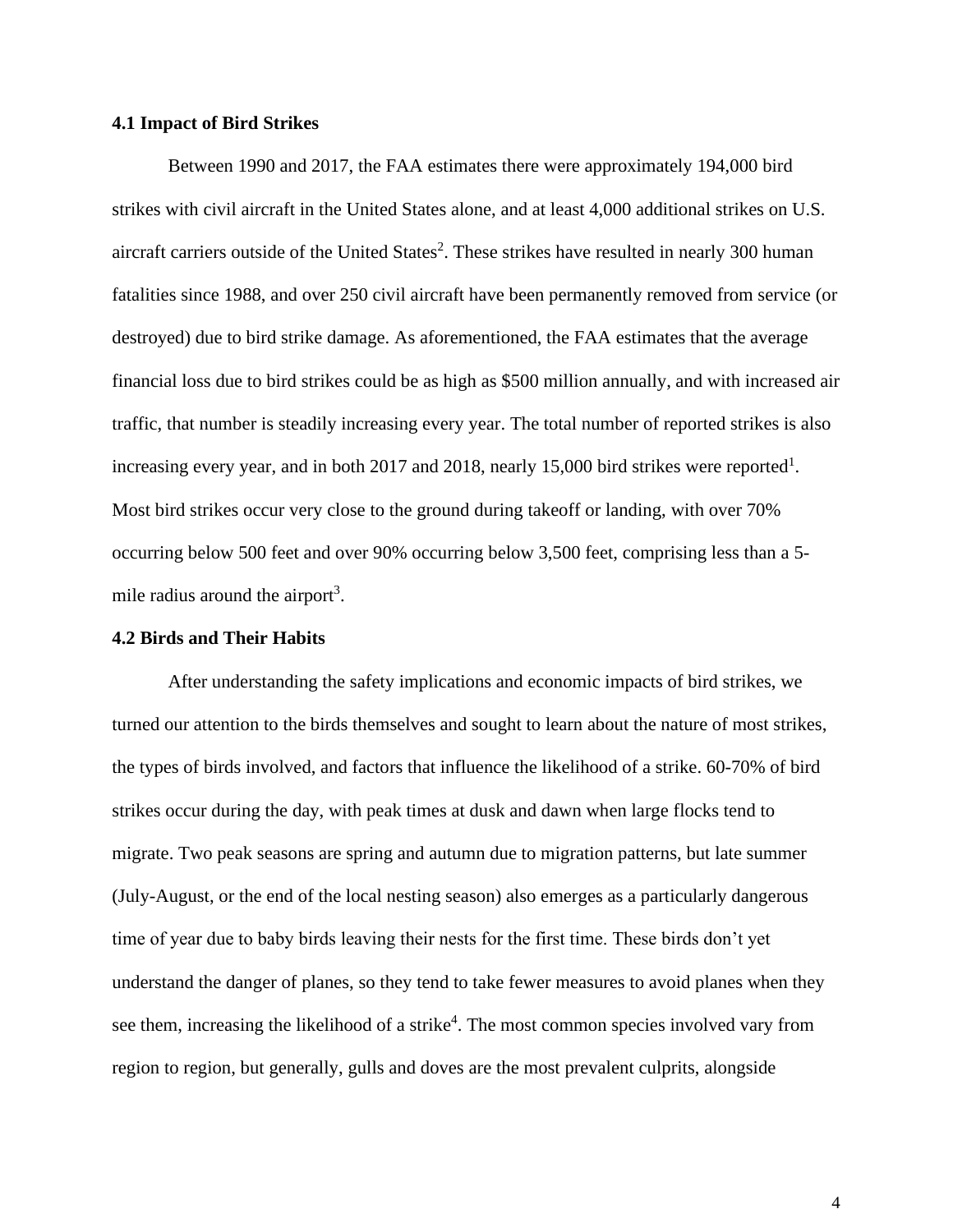### 4.1 Impact of Bird Strikes

Between 1990 and 2017, the FAA estimates there were approximately 194,000 bird strikes with civil aircraft in the United States alone, and at least 4,000 additional strikes on U.S. aircraft carriers outside of the United States[2]. These strikes have resulted in nearly 300 human fatalities since 1988, and over 250 civil aircraft have been permanently removed from service (or destroyed) due to bird strike damage. As aforementioned, the FAA estimates that the average financial loss due to bird strikes could be as high as $500 million annually, and with increased air traffic, that number is steadily increasing every year. The total number of reported strikes is also increasing every year, and in both 2017 and 2018, nearly 15,000 bird strikes were reported[1]. Most bird strikes occur very close to the ground during takeoff or landing, with over 70% occurring below 500 feet and over 90% occurring below 3,500 feet, comprising less than a 5-mile radius around the airport[3].

### 4.2 Birds and Their Habits

After understanding the safety implications and economic impacts of bird strikes, we turned our attention to the birds themselves and sought to learn about the nature of most strikes, the types of birds involved, and factors that influence the likelihood of a strike. 60-70% of bird strikes occur during the day, with peak times at dusk and dawn when large flocks tend to migrate. Two peak seasons are spring and autumn due to migration patterns, but late summer (July-August, or the end of the local nesting season) also emerges as a particularly dangerous time of year due to baby birds leaving their nests for the first time. These birds don't yet understand the danger of planes, so they tend to take fewer measures to avoid planes when they see them, increasing the likelihood of a strike[4]. The most common species involved vary from region to region, but generally, gulls and doves are the most prevalent culprits, alongside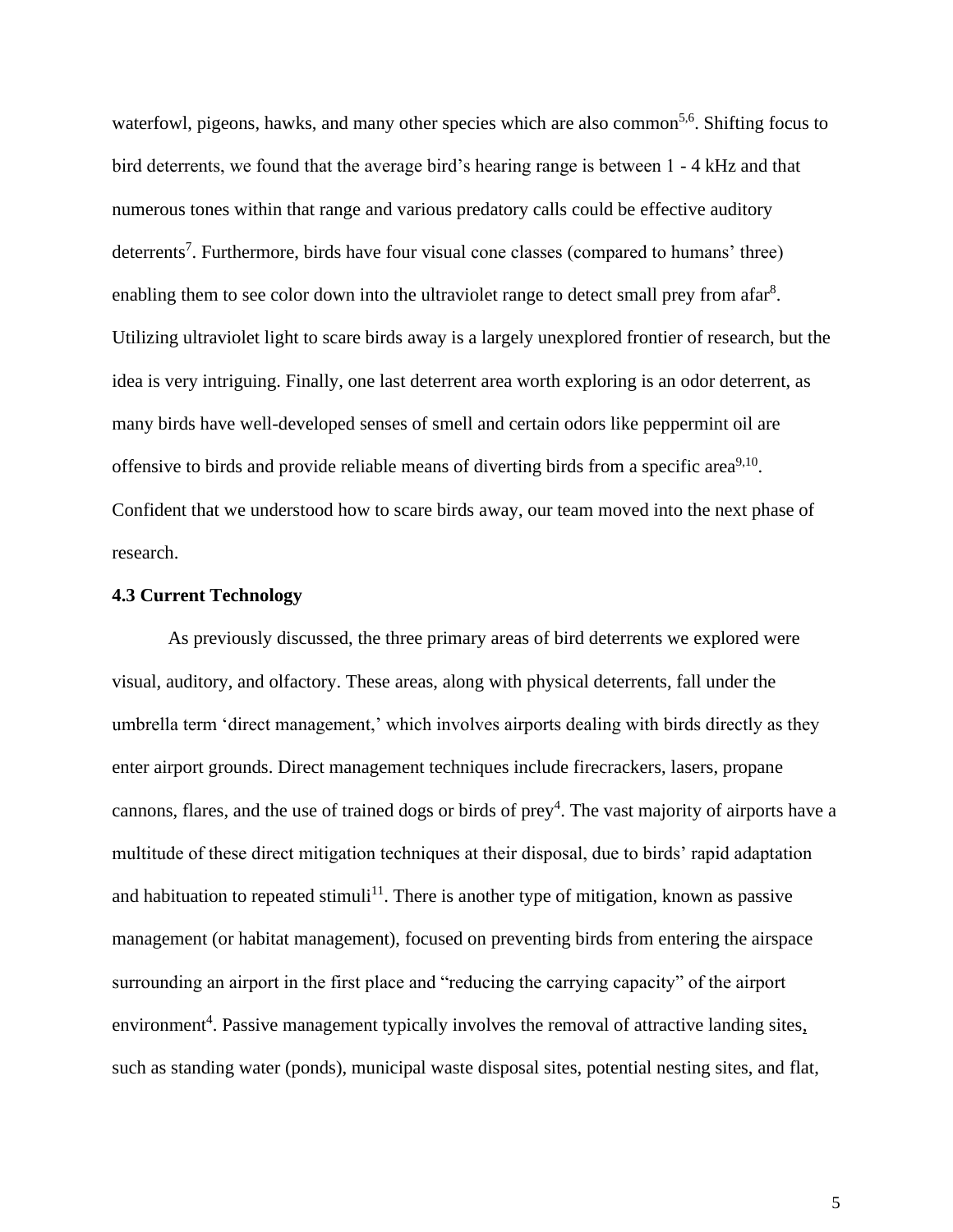waterfowl, pigeons, hawks, and many other species which are also common[5,6]. Shifting focus to bird deterrents, we found that the average bird's hearing range is between 1 - 4 kHz and that numerous tones within that range and various predatory calls could be effective auditory deterrents[7]. Furthermore, birds have four visual cone classes (compared to humans' three) enabling them to see color down into the ultraviolet range to detect small prey from afar[8]. Utilizing ultraviolet light to scare birds away is a largely unexplored frontier of research, but the idea is very intriguing. Finally, one last deterrent area worth exploring is an odor deterrent, as many birds have well-developed senses of smell and certain odors like peppermint oil are offensive to birds and provide reliable means of diverting birds from a specific area[9,10]. Confident that we understood how to scare birds away, our team moved into the next phase of research.

### 4.3 Current Technology

As previously discussed, the three primary areas of bird deterrents we explored were visual, auditory, and olfactory. These areas, along with physical deterrents, fall under the umbrella term 'direct management,' which involves airports dealing with birds directly as they enter airport grounds. Direct management techniques include firecrackers, lasers, propane cannons, flares, and the use of trained dogs or birds of prey[4]. The vast majority of airports have a multitude of these direct mitigation techniques at their disposal, due to birds' rapid adaptation and habituation to repeated stimuli[11]. There is another type of mitigation, known as passive management (or habitat management), focused on preventing birds from entering the airspace surrounding an airport in the first place and "reducing the carrying capacity" of the airport environment[4]. Passive management typically involves the removal of attractive landing sites, such as standing water (ponds), municipal waste disposal sites, potential nesting sites, and flat,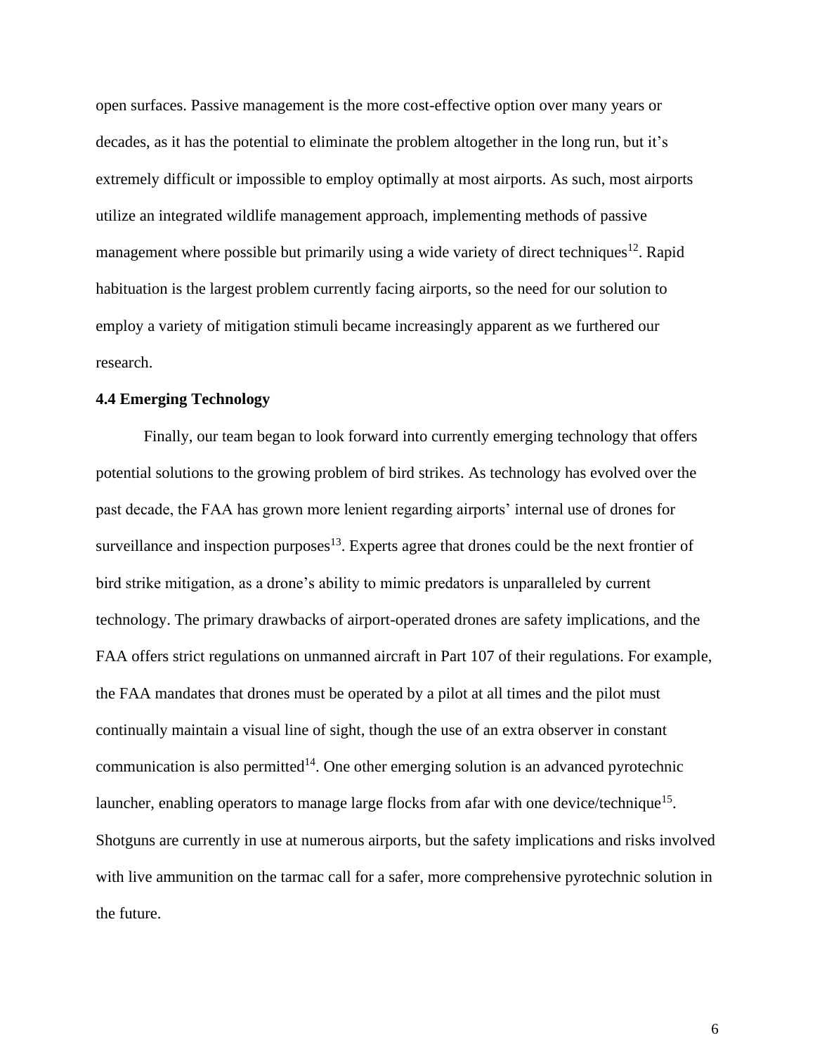open surfaces. Passive management is the more cost-effective option over many years or decades, as it has the potential to eliminate the problem altogether in the long run, but it's extremely difficult or impossible to employ optimally at most airports. As such, most airports utilize an integrated wildlife management approach, implementing methods of passive management where possible but primarily using a wide variety of direct techniques[12]. Rapid habituation is the largest problem currently facing airports, so the need for our solution to employ a variety of mitigation stimuli became increasingly apparent as we furthered our research.

**4.4 Emerging Technology**

Finally, our team began to look forward into currently emerging technology that offers potential solutions to the growing problem of bird strikes. As technology has evolved over the past decade, the FAA has grown more lenient regarding airports' internal use of drones for surveillance and inspection purposes[13]. Experts agree that drones could be the next frontier of bird strike mitigation, as a drone's ability to mimic predators is unparalleled by current technology. The primary drawbacks of airport-operated drones are safety implications, and the FAA offers strict regulations on unmanned aircraft in Part 107 of their regulations. For example, the FAA mandates that drones must be operated by a pilot at all times and the pilot must continually maintain a visual line of sight, though the use of an extra observer in constant communication is also permitted[14]. One other emerging solution is an advanced pyrotechnic launcher, enabling operators to manage large flocks from afar with one device/technique[15]. Shotguns are currently in use at numerous airports, but the safety implications and risks involved with live ammunition on the tarmac call for a safer, more comprehensive pyrotechnic solution in the future.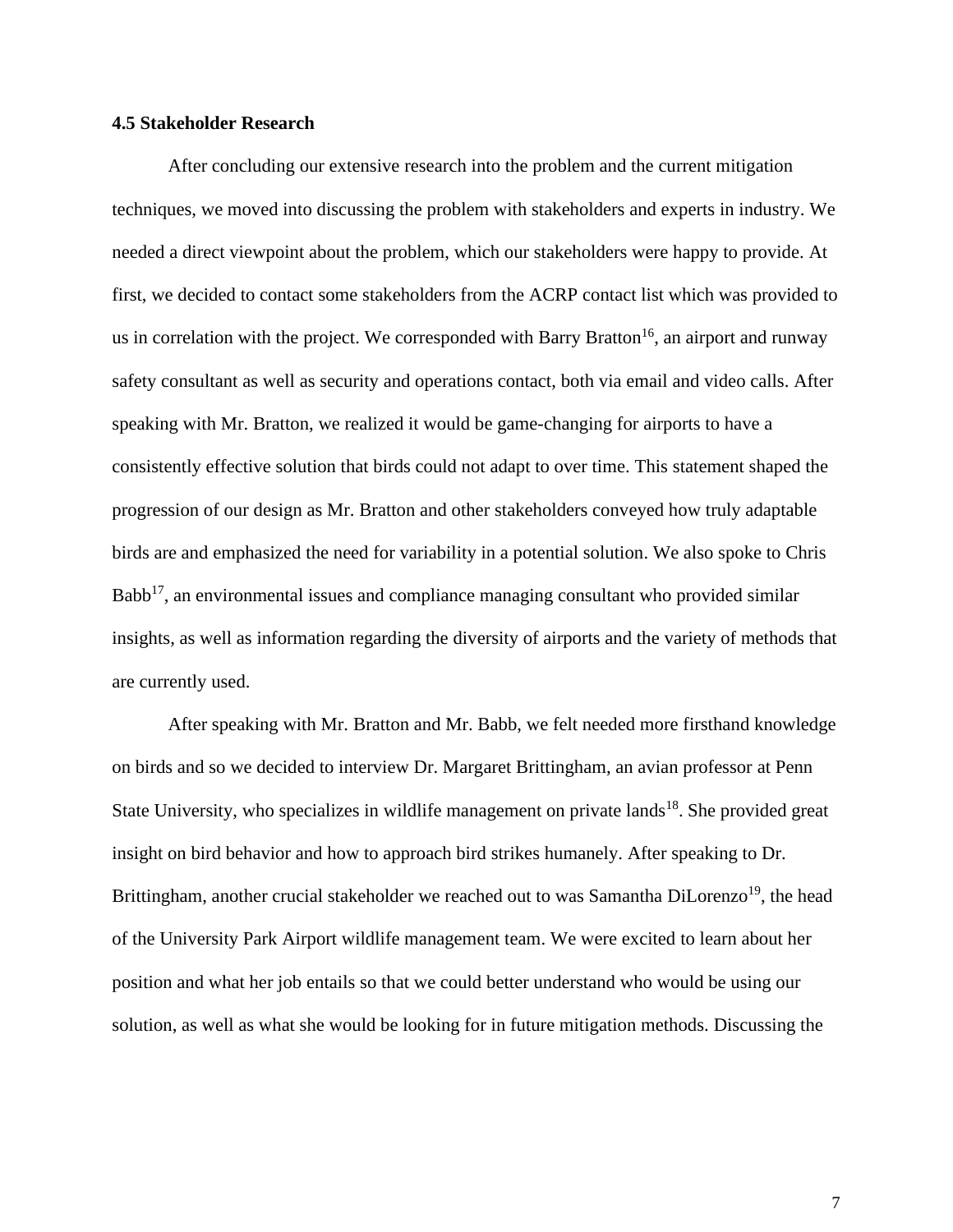### 4.5 Stakeholder Research

After concluding our extensive research into the problem and the current mitigation techniques, we moved into discussing the problem with stakeholders and experts in industry. We needed a direct viewpoint about the problem, which our stakeholders were happy to provide. At first, we decided to contact some stakeholders from the ACRP contact list which was provided to us in correlation with the project. We corresponded with Barry Bratton[16], an airport and runway safety consultant as well as security and operations contact, both via email and video calls. After speaking with Mr. Bratton, we realized it would be game-changing for airports to have a consistently effective solution that birds could not adapt to over time. This statement shaped the progression of our design as Mr. Bratton and other stakeholders conveyed how truly adaptable birds are and emphasized the need for variability in a potential solution. We also spoke to Chris Babb[17], an environmental issues and compliance managing consultant who provided similar insights, as well as information regarding the diversity of airports and the variety of methods that are currently used.

After speaking with Mr. Bratton and Mr. Babb, we felt needed more firsthand knowledge on birds and so we decided to interview Dr. Margaret Brittingham, an avian professor at Penn State University, who specializes in wildlife management on private lands[18]. She provided great insight on bird behavior and how to approach bird strikes humanely. After speaking to Dr. Brittingham, another crucial stakeholder we reached out to was Samantha DiLorenzo[19], the head of the University Park Airport wildlife management team. We were excited to learn about her position and what her job entails so that we could better understand who would be using our solution, as well as what she would be looking for in future mitigation methods. Discussing the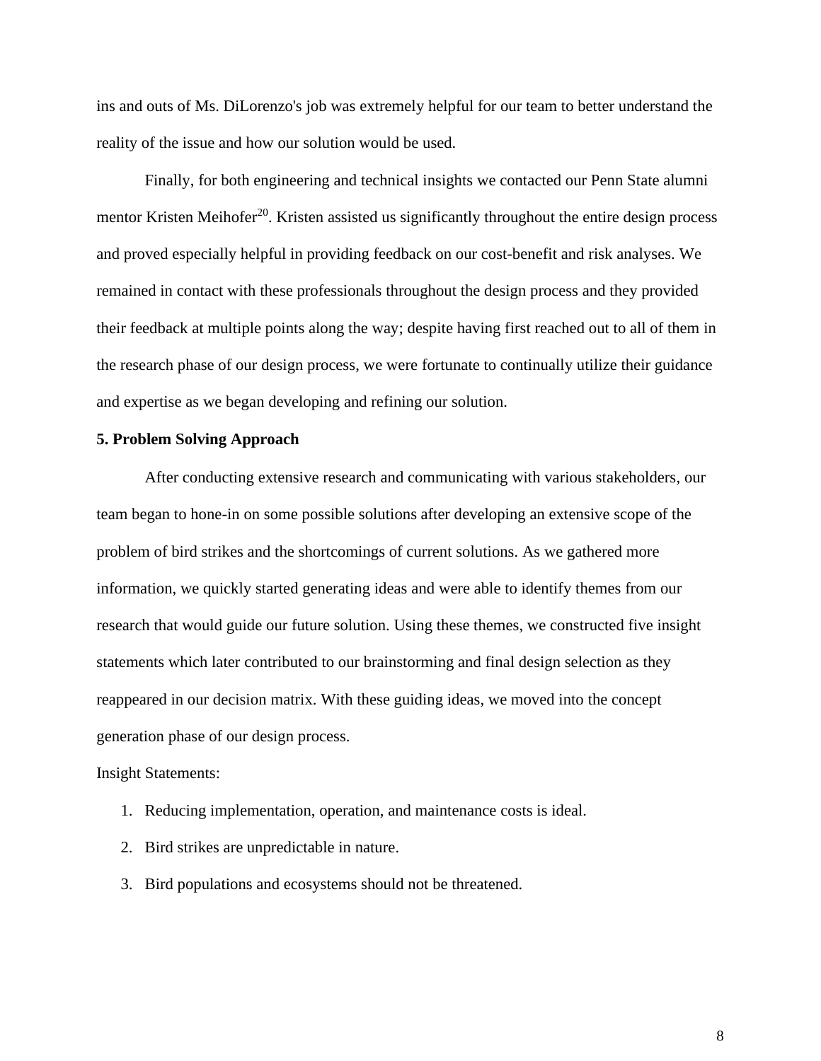ins and outs of Ms. DiLorenzo's job was extremely helpful for our team to better understand the reality of the issue and how our solution would be used.

Finally, for both engineering and technical insights we contacted our Penn State alumni mentor Kristen Meihofer[20]. Kristen assisted us significantly throughout the entire design process and proved especially helpful in providing feedback on our cost-benefit and risk analyses. We remained in contact with these professionals throughout the design process and they provided their feedback at multiple points along the way; despite having first reached out to all of them in the research phase of our design process, we were fortunate to continually utilize their guidance and expertise as we began developing and refining our solution.

**5. Problem Solving Approach**

After conducting extensive research and communicating with various stakeholders, our team began to hone-in on some possible solutions after developing an extensive scope of the problem of bird strikes and the shortcomings of current solutions. As we gathered more information, we quickly started generating ideas and were able to identify themes from our research that would guide our future solution. Using these themes, we constructed five insight statements which later contributed to our brainstorming and final design selection as they reappeared in our decision matrix. With these guiding ideas, we moved into the concept generation phase of our design process.

Insight Statements:

1. Reducing implementation, operation, and maintenance costs is ideal.
2. Bird strikes are unpredictable in nature.
3. Bird populations and ecosystems should not be threatened.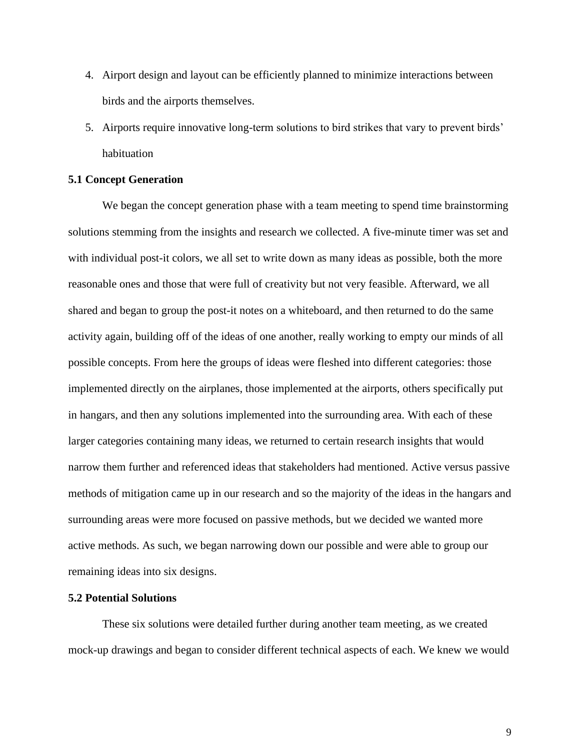4. Airport design and layout can be efficiently planned to minimize interactions between birds and the airports themselves.
5. Airports require innovative long-term solutions to bird strikes that vary to prevent birds' habituation

### 5.1 Concept Generation

We began the concept generation phase with a team meeting to spend time brainstorming solutions stemming from the insights and research we collected. A five-minute timer was set and with individual post-it colors, we all set to write down as many ideas as possible, both the more reasonable ones and those that were full of creativity but not very feasible. Afterward, we all shared and began to group the post-it notes on a whiteboard, and then returned to do the same activity again, building off of the ideas of one another, really working to empty our minds of all possible concepts. From here the groups of ideas were fleshed into different categories: those implemented directly on the airplanes, those implemented at the airports, others specifically put in hangars, and then any solutions implemented into the surrounding area. With each of these larger categories containing many ideas, we returned to certain research insights that would narrow them further and referenced ideas that stakeholders had mentioned. Active versus passive methods of mitigation came up in our research and so the majority of the ideas in the hangars and surrounding areas were more focused on passive methods, but we decided we wanted more active methods. As such, we began narrowing down our possible and were able to group our remaining ideas into six designs.

### 5.2 Potential Solutions

These six solutions were detailed further during another team meeting, as we created mock-up drawings and began to consider different technical aspects of each. We knew we would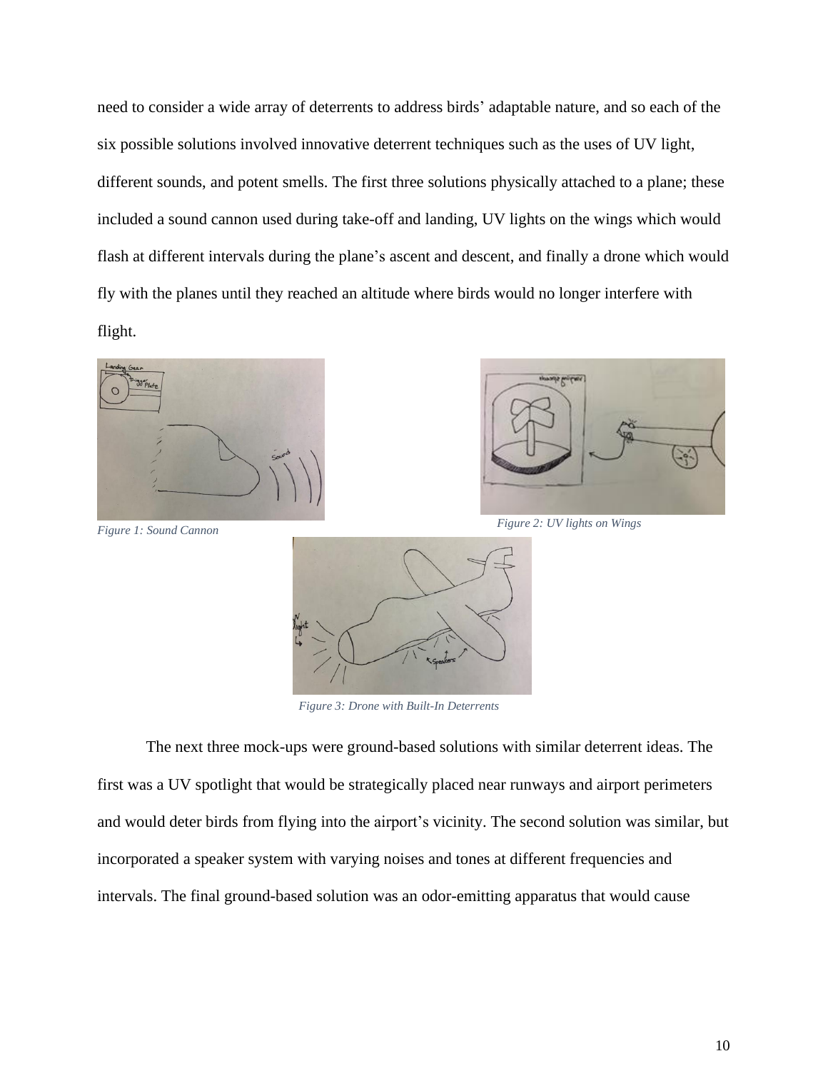need to consider a wide array of deterrents to address birds' adaptable nature, and so each of the six possible solutions involved innovative deterrent techniques such as the uses of UV light, different sounds, and potent smells. The first three solutions physically attached to a plane; these included a sound cannon used during take-off and landing, UV lights on the wings which would flash at different intervals during the plane's ascent and descent, and finally a drone which would fly with the planes until they reached an altitude where birds would no longer interfere with flight.

*Figure 1: Sound Cannon*

*Figure 2: UV lights on Wings*

*Figure 3: Drone with Built-In Deterrents*

The next three mock-ups were ground-based solutions with similar deterrent ideas. The first was a UV spotlight that would be strategically placed near runways and airport perimeters and would deter birds from flying into the airport's vicinity. The second solution was similar, but incorporated a speaker system with varying noises and tones at different frequencies and intervals. The final ground-based solution was an odor-emitting apparatus that would cause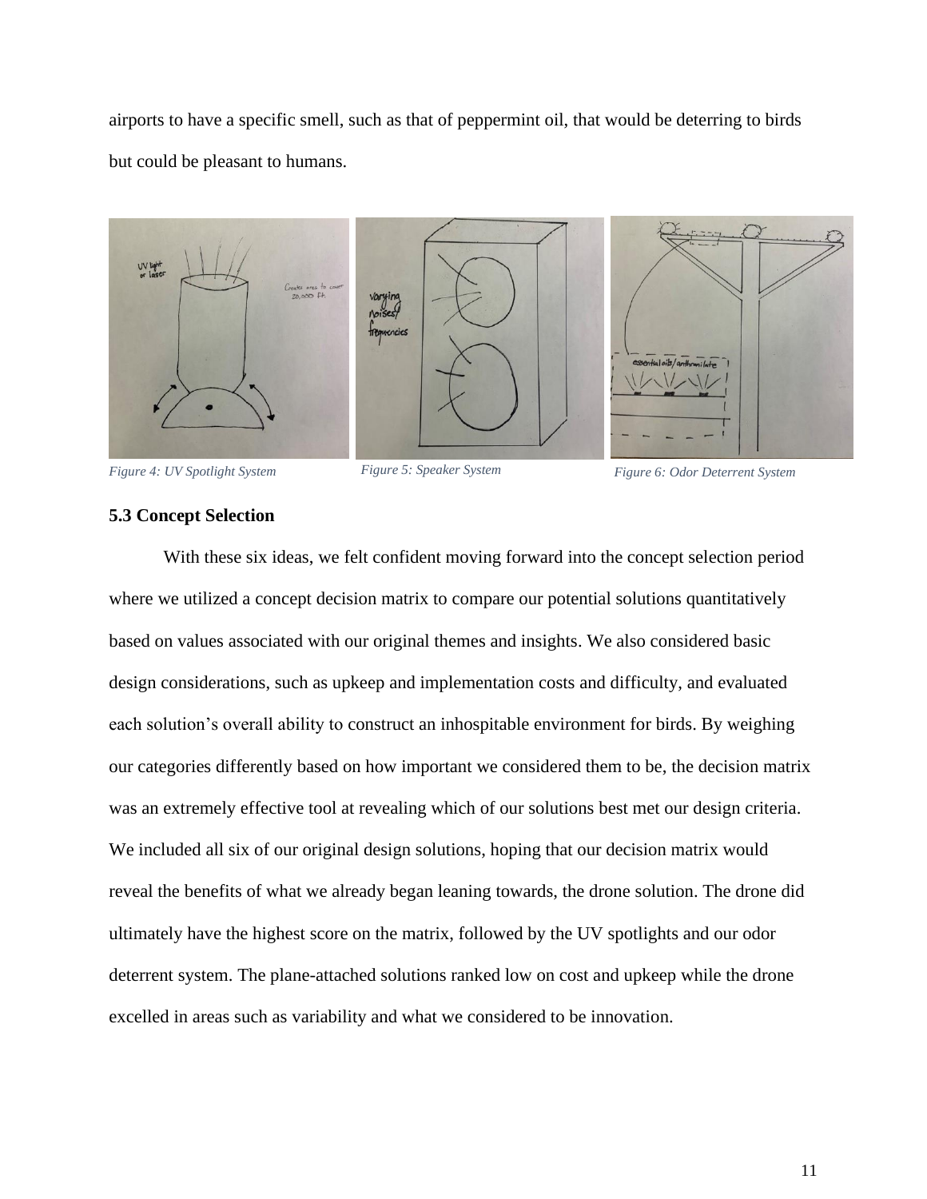airports to have a specific smell, such as that of peppermint oil, that would be deterring to birds but could be pleasant to humans.

*Figure 4: UV Spotlight System*

*Figure 5: Speaker System*

*Figure 6: Odor Deterrent System*

### 5.3 Concept Selection

With these six ideas, we felt confident moving forward into the concept selection period where we utilized a concept decision matrix to compare our potential solutions quantitatively based on values associated with our original themes and insights. We also considered basic design considerations, such as upkeep and implementation costs and difficulty, and evaluated each solution's overall ability to construct an inhospitable environment for birds. By weighing our categories differently based on how important we considered them to be, the decision matrix was an extremely effective tool at revealing which of our solutions best met our design criteria. We included all six of our original design solutions, hoping that our decision matrix would reveal the benefits of what we already began leaning towards, the drone solution. The drone did ultimately have the highest score on the matrix, followed by the UV spotlights and our odor deterrent system. The plane-attached solutions ranked low on cost and upkeep while the drone excelled in areas such as variability and what we considered to be innovation.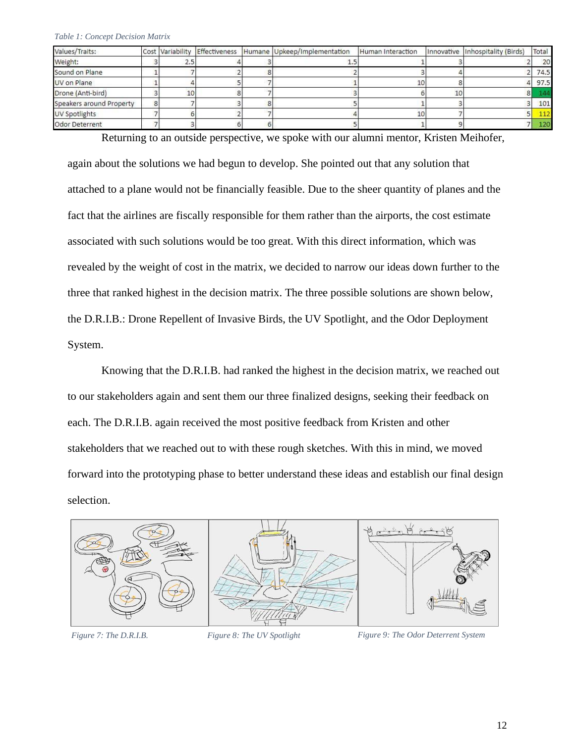*Table 1: Concept Decision Matrix*

| Values/Traits: | Cost | Variability | Effectiveness | Humane | Upkeep/Implementation | Human Interaction | Innovative | Inhospitality (Birds) | Total |
|---|---|---|---|---|---|---|---|---|---|
| Weight: | 3 | 2.5 | 4 | 3 | 1.5 | 1 | 3 | 2 | 20 |
| Sound on Plane | 1 | 7 | 2 | 8 | 2 | 3 | 4 | 2 | 74.5 |
| UV on Plane | 1 | 4 | 5 | 7 | 1 | 10 | 8 | 4 | 97.5 |
| Drone (Anti-bird) | 3 | 10 | 8 | 7 | 3 | 6 | 10 | 8 | 144 |
| Speakers around Property | 8 | 7 | 3 | 8 | 5 | 1 | 3 | 3 | 101 |
| UV Spotlights | 7 | 6 | 2 | 7 | 4 | 10 | 7 | 5 | 112 |
| Odor Deterrent | 7 | 3 | 6 | 6 | 5 | 1 | 9 | 7 | 120 |

Returning to an outside perspective, we spoke with our alumni mentor, Kristen Meihofer, again about the solutions we had begun to develop. She pointed out that any solution that attached to a plane would not be financially feasible. Due to the sheer quantity of planes and the fact that the airlines are fiscally responsible for them rather than the airports, the cost estimate associated with such solutions would be too great. With this direct information, which was revealed by the weight of cost in the matrix, we decided to narrow our ideas down further to the three that ranked highest in the decision matrix. The three possible solutions are shown below, the D.R.I.B.: Drone Repellent of Invasive Birds, the UV Spotlight, and the Odor Deployment System.

Knowing that the D.R.I.B. had ranked the highest in the decision matrix, we reached out to our stakeholders again and sent them our three finalized designs, seeking their feedback on each. The D.R.I.B. again received the most positive feedback from Kristen and other stakeholders that we reached out to with these rough sketches. With this in mind, we moved forward into the prototyping phase to better understand these ideas and establish our final design selection.

*Figure 7: The D.R.I.B.*

*Figure 8: The UV Spotlight*

*Figure 9: The Odor Deterrent System*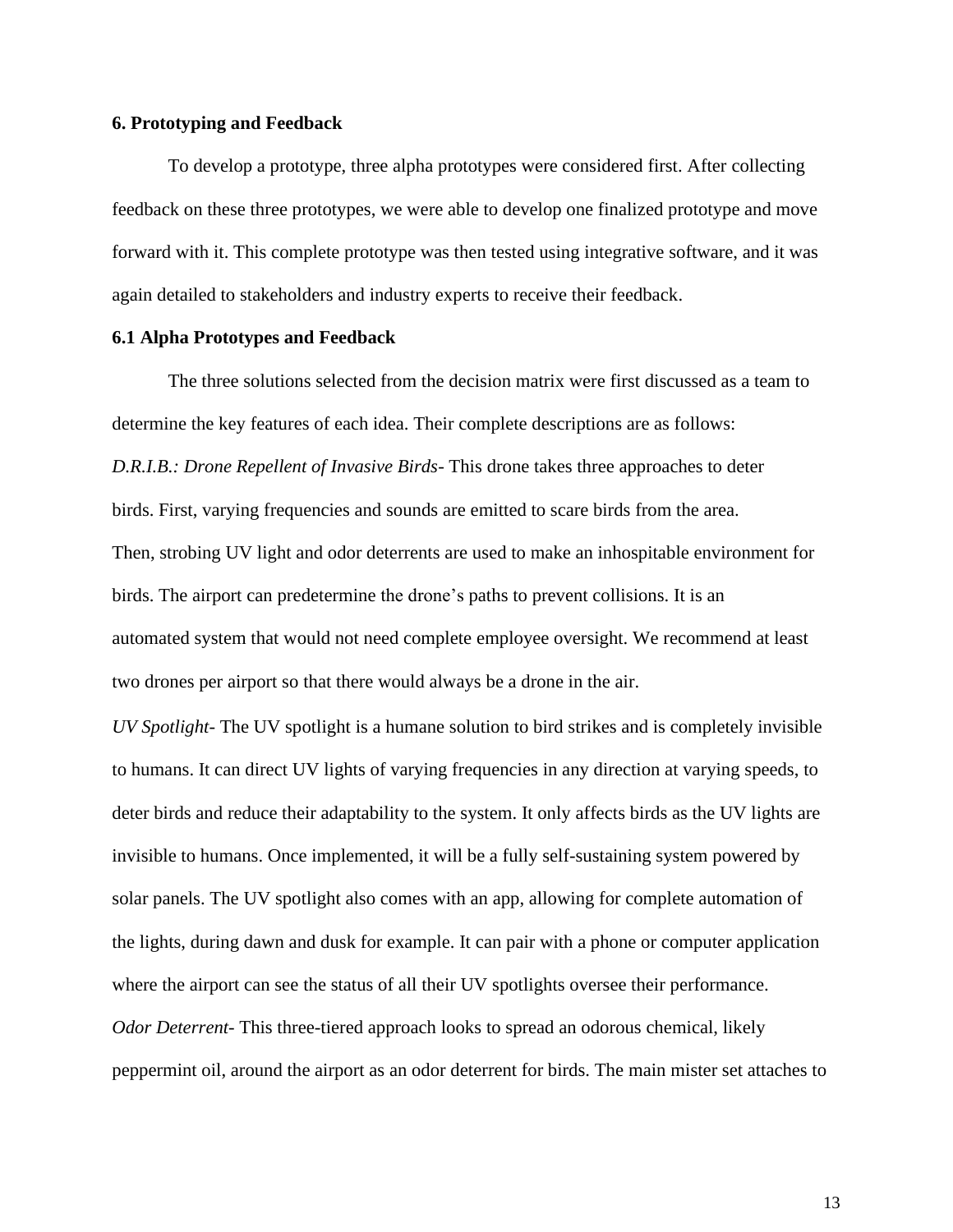### 6. Prototyping and Feedback

To develop a prototype, three alpha prototypes were considered first. After collecting feedback on these three prototypes, we were able to develop one finalized prototype and move forward with it. This complete prototype was then tested using integrative software, and it was again detailed to stakeholders and industry experts to receive their feedback.

### 6.1 Alpha Prototypes and Feedback

The three solutions selected from the decision matrix were first discussed as a team to determine the key features of each idea. Their complete descriptions are as follows:

*D.R.I.B.: Drone Repellent of Invasive Birds*- This drone takes three approaches to deter birds. First, varying frequencies and sounds are emitted to scare birds from the area. Then, strobing UV light and odor deterrents are used to make an inhospitable environment for birds. The airport can predetermine the drone's paths to prevent collisions. It is an automated system that would not need complete employee oversight. We recommend at least two drones per airport so that there would always be a drone in the air.

*UV Spotlight*- The UV spotlight is a humane solution to bird strikes and is completely invisible to humans. It can direct UV lights of varying frequencies in any direction at varying speeds, to deter birds and reduce their adaptability to the system. It only affects birds as the UV lights are invisible to humans. Once implemented, it will be a fully self-sustaining system powered by solar panels. The UV spotlight also comes with an app, allowing for complete automation of the lights, during dawn and dusk for example. It can pair with a phone or computer application where the airport can see the status of all their UV spotlights oversee their performance.

*Odor Deterrent*- This three-tiered approach looks to spread an odorous chemical, likely peppermint oil, around the airport as an odor deterrent for birds. The main mister set attaches to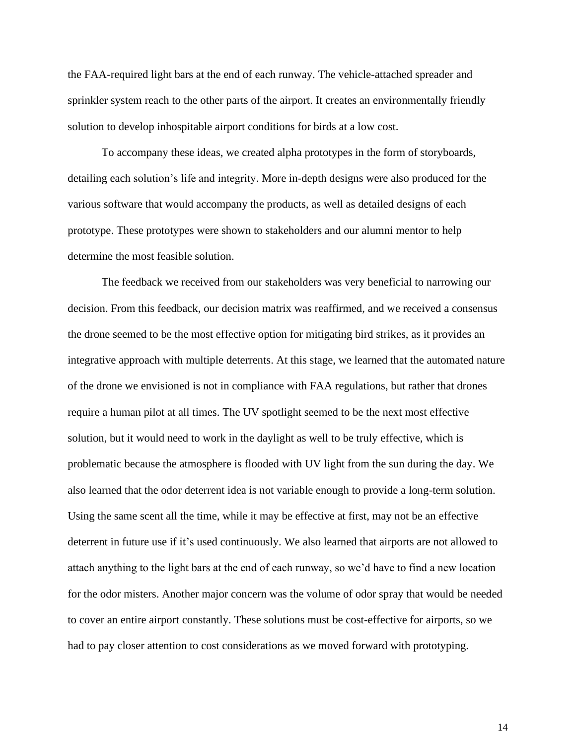the FAA-required light bars at the end of each runway. The vehicle-attached spreader and sprinkler system reach to the other parts of the airport. It creates an environmentally friendly solution to develop inhospitable airport conditions for birds at a low cost.

To accompany these ideas, we created alpha prototypes in the form of storyboards, detailing each solution's life and integrity. More in-depth designs were also produced for the various software that would accompany the products, as well as detailed designs of each prototype. These prototypes were shown to stakeholders and our alumni mentor to help determine the most feasible solution.

The feedback we received from our stakeholders was very beneficial to narrowing our decision. From this feedback, our decision matrix was reaffirmed, and we received a consensus the drone seemed to be the most effective option for mitigating bird strikes, as it provides an integrative approach with multiple deterrents. At this stage, we learned that the automated nature of the drone we envisioned is not in compliance with FAA regulations, but rather that drones require a human pilot at all times. The UV spotlight seemed to be the next most effective solution, but it would need to work in the daylight as well to be truly effective, which is problematic because the atmosphere is flooded with UV light from the sun during the day. We also learned that the odor deterrent idea is not variable enough to provide a long-term solution. Using the same scent all the time, while it may be effective at first, may not be an effective deterrent in future use if it's used continuously. We also learned that airports are not allowed to attach anything to the light bars at the end of each runway, so we'd have to find a new location for the odor misters. Another major concern was the volume of odor spray that would be needed to cover an entire airport constantly. These solutions must be cost-effective for airports, so we had to pay closer attention to cost considerations as we moved forward with prototyping.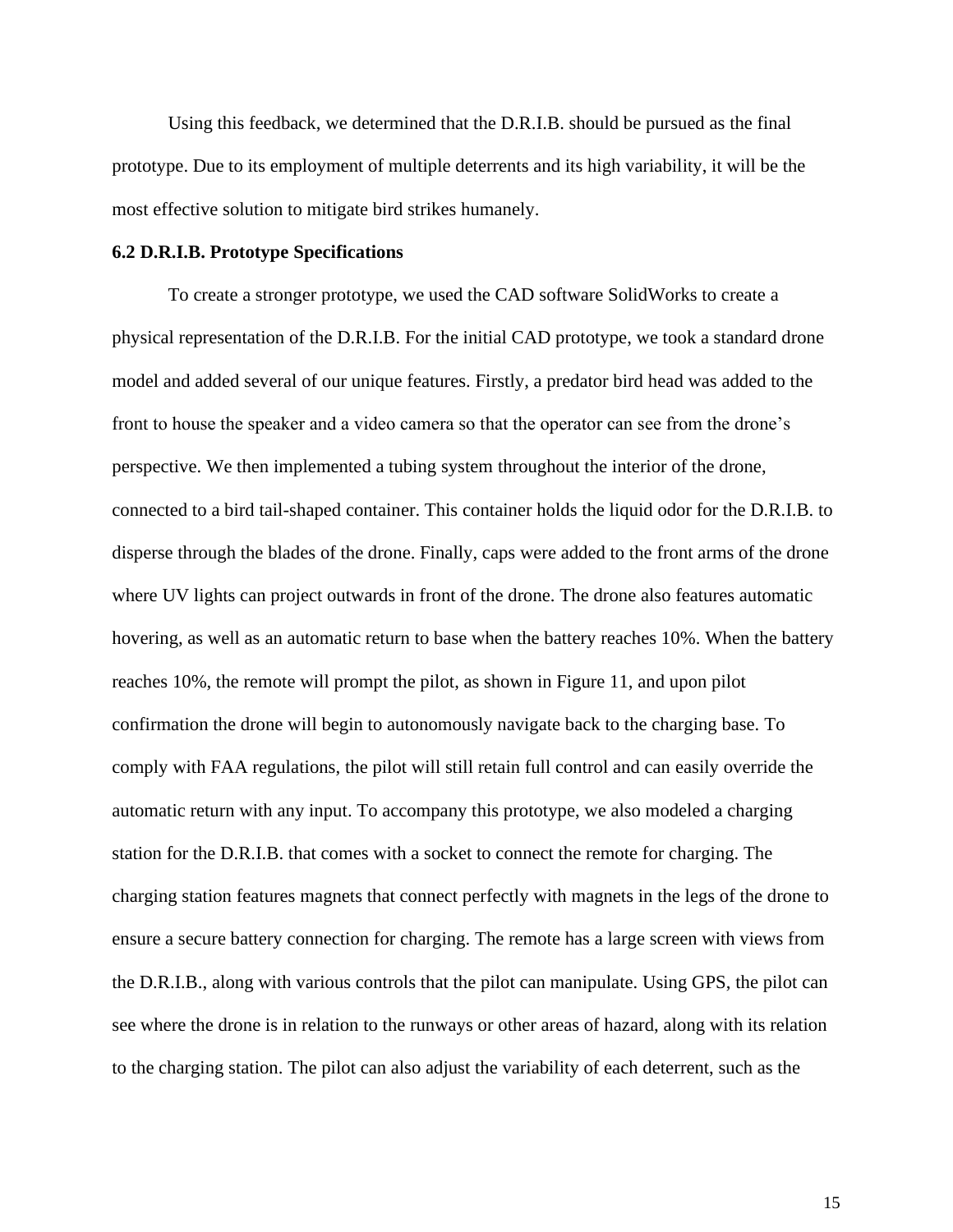Using this feedback, we determined that the D.R.I.B. should be pursued as the final prototype. Due to its employment of multiple deterrents and its high variability, it will be the most effective solution to mitigate bird strikes humanely.

**6.2 D.R.I.B. Prototype Specifications**

To create a stronger prototype, we used the CAD software SolidWorks to create a physical representation of the D.R.I.B. For the initial CAD prototype, we took a standard drone model and added several of our unique features. Firstly, a predator bird head was added to the front to house the speaker and a video camera so that the operator can see from the drone's perspective. We then implemented a tubing system throughout the interior of the drone, connected to a bird tail-shaped container. This container holds the liquid odor for the D.R.I.B. to disperse through the blades of the drone. Finally, caps were added to the front arms of the drone where UV lights can project outwards in front of the drone. The drone also features automatic hovering, as well as an automatic return to base when the battery reaches 10%. When the battery reaches 10%, the remote will prompt the pilot, as shown in Figure 11, and upon pilot confirmation the drone will begin to autonomously navigate back to the charging base. To comply with FAA regulations, the pilot will still retain full control and can easily override the automatic return with any input. To accompany this prototype, we also modeled a charging station for the D.R.I.B. that comes with a socket to connect the remote for charging. The charging station features magnets that connect perfectly with magnets in the legs of the drone to ensure a secure battery connection for charging. The remote has a large screen with views from the D.R.I.B., along with various controls that the pilot can manipulate. Using GPS, the pilot can see where the drone is in relation to the runways or other areas of hazard, along with its relation to the charging station. The pilot can also adjust the variability of each deterrent, such as the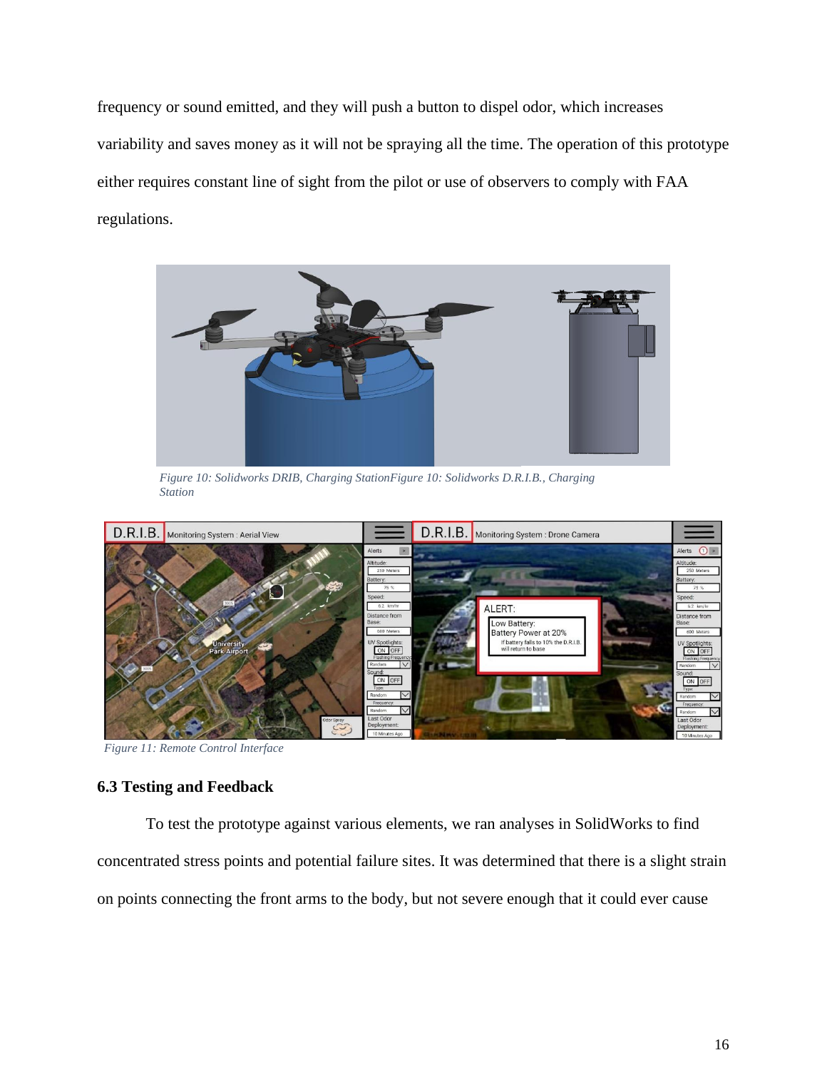frequency or sound emitted, and they will push a button to dispel odor, which increases variability and saves money as it will not be spraying all the time. The operation of this prototype either requires constant line of sight from the pilot or use of observers to comply with FAA regulations.

*Figure 10: Solidworks DRIB, Charging StationFigure 10: Solidworks D.R.I.B., Charging Station*

*Figure 11: Remote Control Interface*

### 6.3 Testing and Feedback

To test the prototype against various elements, we ran analyses in SolidWorks to find concentrated stress points and potential failure sites. It was determined that there is a slight strain on points connecting the front arms to the body, but not severe enough that it could ever cause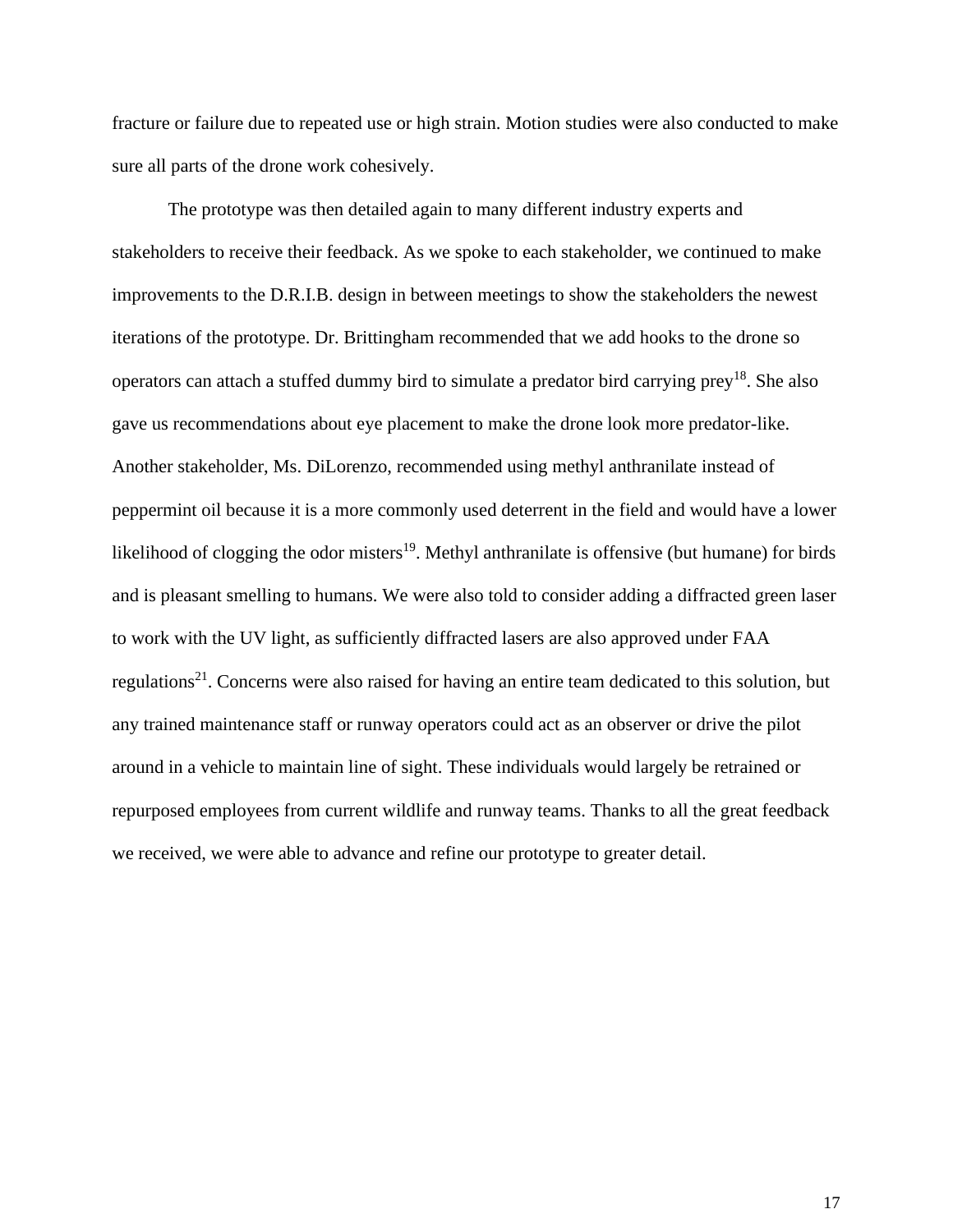fracture or failure due to repeated use or high strain. Motion studies were also conducted to make sure all parts of the drone work cohesively.

The prototype was then detailed again to many different industry experts and stakeholders to receive their feedback. As we spoke to each stakeholder, we continued to make improvements to the D.R.I.B. design in between meetings to show the stakeholders the newest iterations of the prototype. Dr. Brittingham recommended that we add hooks to the drone so operators can attach a stuffed dummy bird to simulate a predator bird carrying prey[18]. She also gave us recommendations about eye placement to make the drone look more predator-like. Another stakeholder, Ms. DiLorenzo, recommended using methyl anthranilate instead of peppermint oil because it is a more commonly used deterrent in the field and would have a lower likelihood of clogging the odor misters[19]. Methyl anthranilate is offensive (but humane) for birds and is pleasant smelling to humans. We were also told to consider adding a diffracted green laser to work with the UV light, as sufficiently diffracted lasers are also approved under FAA regulations[21]. Concerns were also raised for having an entire team dedicated to this solution, but any trained maintenance staff or runway operators could act as an observer or drive the pilot around in a vehicle to maintain line of sight. These individuals would largely be retrained or repurposed employees from current wildlife and runway teams. Thanks to all the great feedback we received, we were able to advance and refine our prototype to greater detail.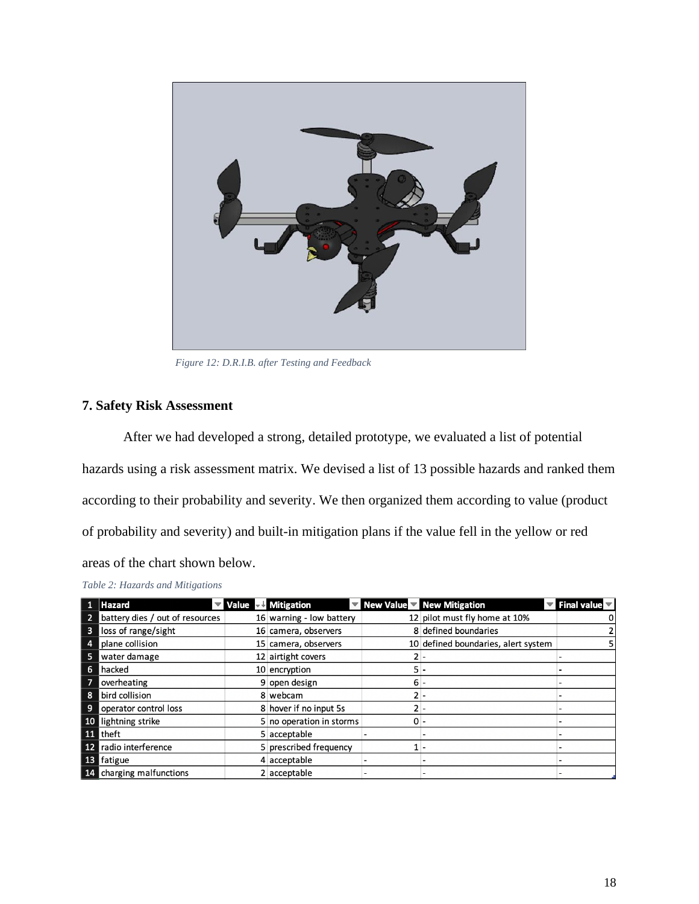Figure 12: D.R.I.B. after Testing and Feedback

### 7. Safety Risk Assessment

After we had developed a strong, detailed prototype, we evaluated a list of potential hazards using a risk assessment matrix. We devised a list of 13 possible hazards and ranked them according to their probability and severity. We then organized them according to value (product of probability and severity) and built-in mitigation plans if the value fell in the yellow or red areas of the chart shown below.

*Table 2: Hazards and Mitigations*

| 1 | Hazard | Value | Mitigation | New Value | New Mitigation | Final value |
|---|---|---|---|---|---|---|
| 2 | battery dies / out of resources | 16 | warning - low battery | 12 | pilot must fly home at 10% | 0 |
| 3 | loss of range/sight | 16 | camera, observers | 8 | defined boundaries | 2 |
| 4 | plane collision | 15 | camera, observers | 10 | defined boundaries, alert system | 5 |
| 5 | water damage | 12 | airtight covers | 2 | - | - |
| 6 | hacked | 10 | encryption | 5 | - | - |
| 7 | overheating | 9 | open design | 6 | - | - |
| 8 | bird collision | 8 | webcam | 2 | - | - |
| 9 | operator control loss | 8 | hover if no input 5s | 2 | - | - |
| 10 | lightning strike | 5 | no operation in storms | 0 | - | - |
| 11 | theft | 5 | acceptable | - | - | - |
| 12 | radio interference | 5 | prescribed frequency | 1 | - | - |
| 13 | fatigue | 4 | acceptable | - | - | - |
| 14 | charging malfunctions | 2 | acceptable | - | - | - |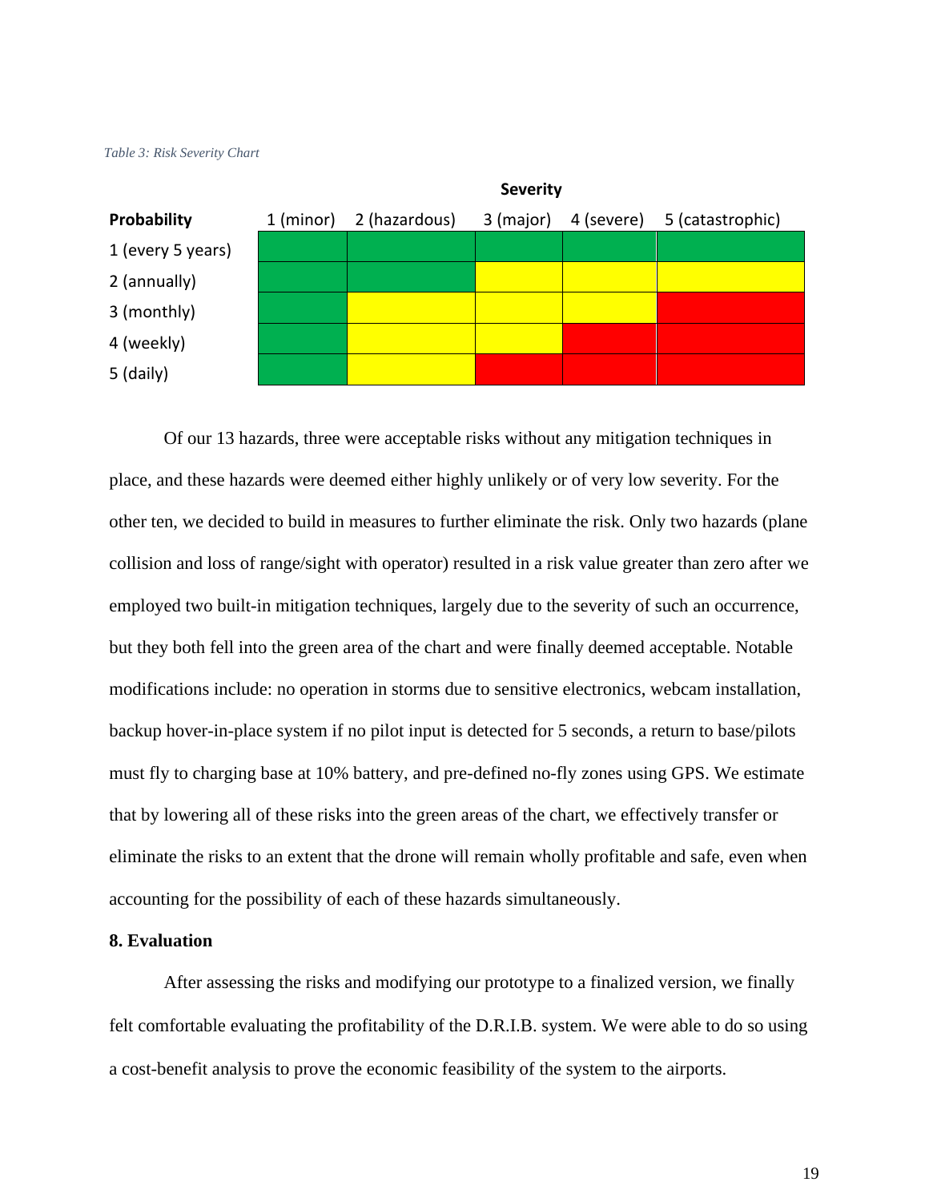*Table 3: Risk Severity Chart*

| | Severity | | | | |
|---|---|---|---|---|---|
| **Probability** | 1 (minor) | 2 (hazardous) | 3 (major) | 4 (severe) | 5 (catastrophic) |
| 1 (every 5 years) | Green | Green | Green | Green | Green |
| 2 (annually) | Green | Green | Yellow | Yellow | Yellow |
| 3 (monthly) | Green | Yellow | Yellow | Yellow | Red |
| 4 (weekly) | Green | Yellow | Yellow | Red | Red |
| 5 (daily) | Green | Yellow | Red | Red | Red |

Of our 13 hazards, three were acceptable risks without any mitigation techniques in place, and these hazards were deemed either highly unlikely or of very low severity. For the other ten, we decided to build in measures to further eliminate the risk. Only two hazards (plane collision and loss of range/sight with operator) resulted in a risk value greater than zero after we employed two built-in mitigation techniques, largely due to the severity of such an occurrence, but they both fell into the green area of the chart and were finally deemed acceptable. Notable modifications include: no operation in storms due to sensitive electronics, webcam installation, backup hover-in-place system if no pilot input is detected for 5 seconds, a return to base/pilots must fly to charging base at 10% battery, and pre-defined no-fly zones using GPS. We estimate that by lowering all of these risks into the green areas of the chart, we effectively transfer or eliminate the risks to an extent that the drone will remain wholly profitable and safe, even when accounting for the possibility of each of these hazards simultaneously.

**8. Evaluation**

After assessing the risks and modifying our prototype to a finalized version, we finally felt comfortable evaluating the profitability of the D.R.I.B. system. We were able to do so using a cost-benefit analysis to prove the economic feasibility of the system to the airports.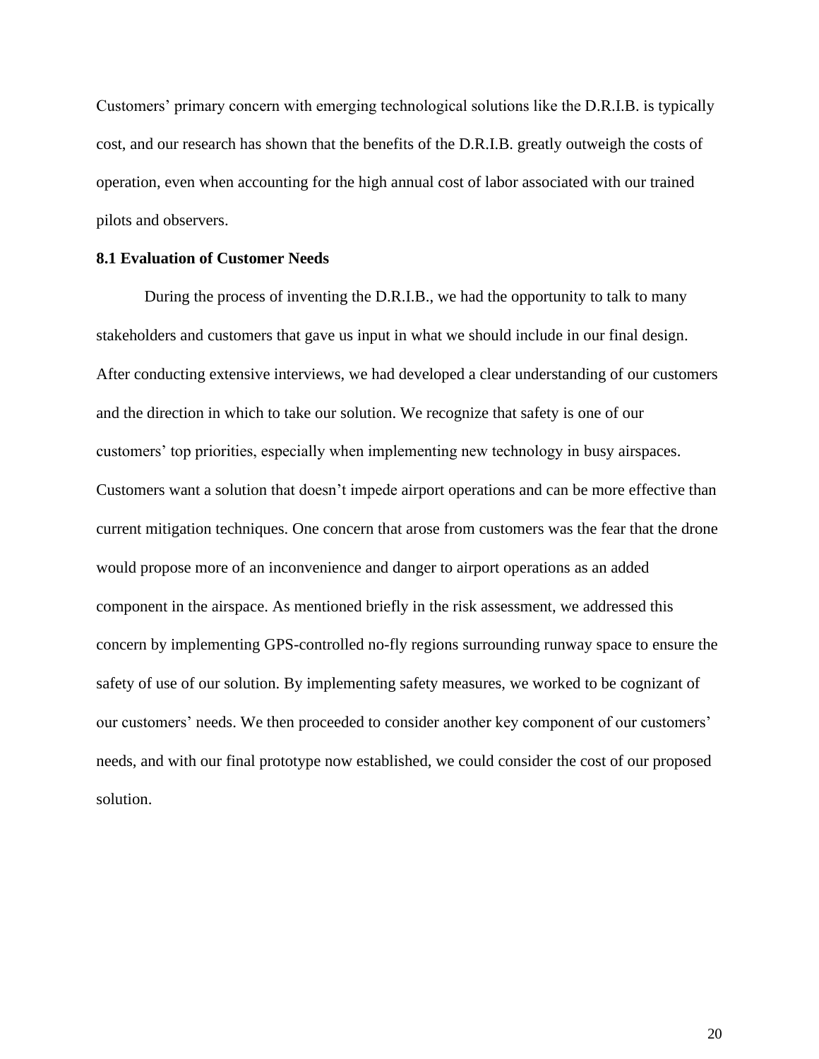Customers' primary concern with emerging technological solutions like the D.R.I.B. is typically cost, and our research has shown that the benefits of the D.R.I.B. greatly outweigh the costs of operation, even when accounting for the high annual cost of labor associated with our trained pilots and observers.

**8.1 Evaluation of Customer Needs**

During the process of inventing the D.R.I.B., we had the opportunity to talk to many stakeholders and customers that gave us input in what we should include in our final design. After conducting extensive interviews, we had developed a clear understanding of our customers and the direction in which to take our solution. We recognize that safety is one of our customers' top priorities, especially when implementing new technology in busy airspaces. Customers want a solution that doesn't impede airport operations and can be more effective than current mitigation techniques. One concern that arose from customers was the fear that the drone would propose more of an inconvenience and danger to airport operations as an added component in the airspace. As mentioned briefly in the risk assessment, we addressed this concern by implementing GPS-controlled no-fly regions surrounding runway space to ensure the safety of use of our solution. By implementing safety measures, we worked to be cognizant of our customers' needs. We then proceeded to consider another key component of our customers' needs, and with our final prototype now established, we could consider the cost of our proposed solution.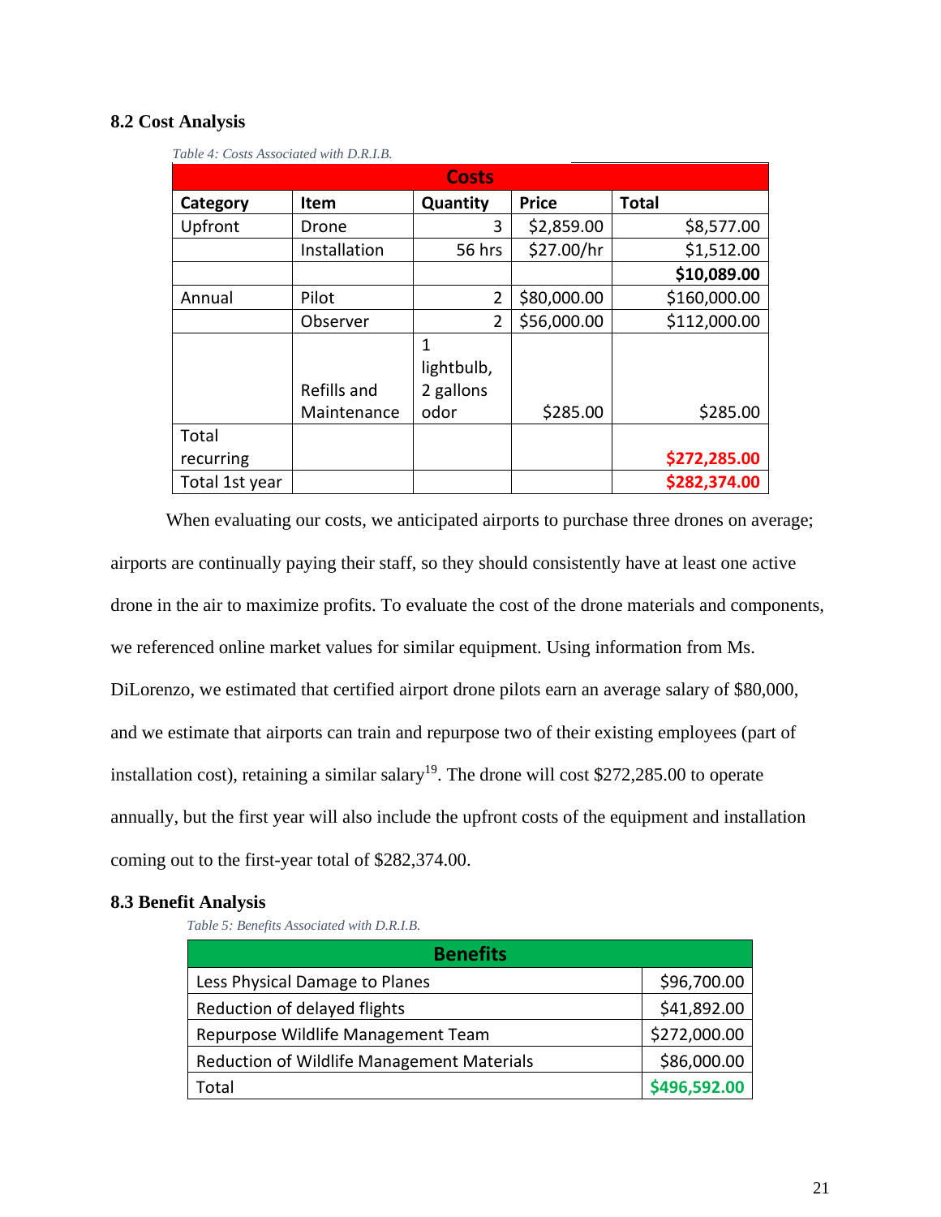### 8.2 Cost Analysis

*Table 4: Costs Associated with D.R.I.B.*

| Costs | | | | |
|---|---|---|---|---|
| **Category** | **Item** | **Quantity** | **Price** | **Total** |
| Upfront | Drone | 3 | $2,859.00 | $8,577.00 |
| | Installation | 56 hrs | $27.00/hr | $1,512.00 |
| | | | | **$10,089.00** |
| Annual | Pilot | 2 | $80,000.00 | $160,000.00 |
| | Observer | 2 | $56,000.00 | $112,000.00 |
| | Refills and Maintenance | 1 lightbulb, 2 gallons odor | $285.00 | $285.00 |
| Total recurring | | | | **$272,285.00** |
| Total 1st year | | | | **$282,374.00** |

When evaluating our costs, we anticipated airports to purchase three drones on average; airports are continually paying their staff, so they should consistently have at least one active drone in the air to maximize profits. To evaluate the cost of the drone materials and components, we referenced online market values for similar equipment. Using information from Ms. DiLorenzo, we estimated that certified airport drone pilots earn an average salary of $80,000, and we estimate that airports can train and repurpose two of their existing employees (part of installation cost), retaining a similar salary[19]. The drone will cost $272,285.00 to operate annually, but the first year will also include the upfront costs of the equipment and installation coming out to the first-year total of $282,374.00.

### 8.3 Benefit Analysis

*Table 5: Benefits Associated with D.R.I.B.*

| Benefits | |
|---|---|
| Less Physical Damage to Planes | $96,700.00 |
| Reduction of delayed flights | $41,892.00 |
| Repurpose Wildlife Management Team | $272,000.00 |
| Reduction of Wildlife Management Materials | $86,000.00 |
| Total | **$496,592.00** |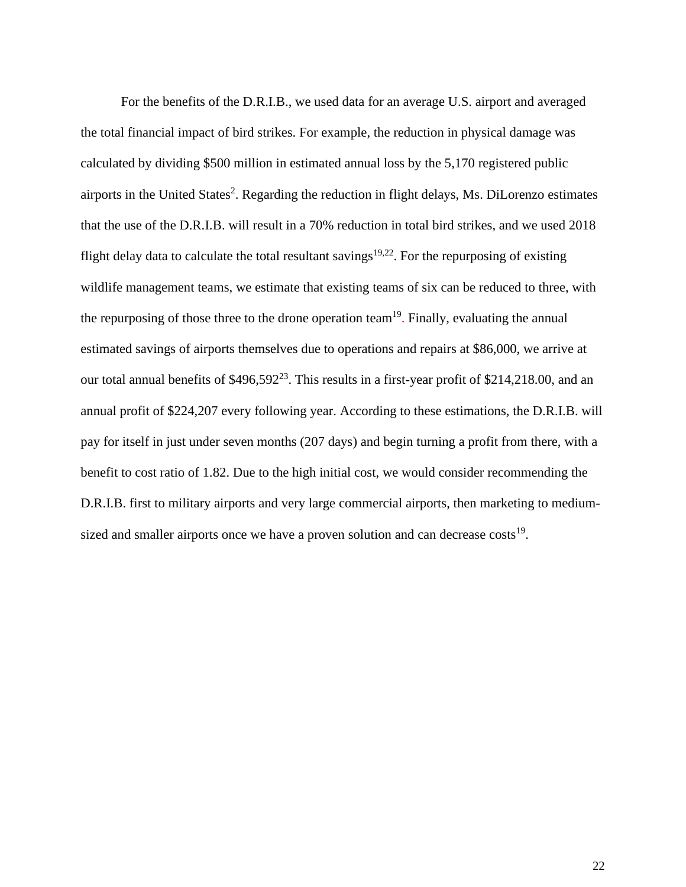For the benefits of the D.R.I.B., we used data for an average U.S. airport and averaged the total financial impact of bird strikes. For example, the reduction in physical damage was calculated by dividing $500 million in estimated annual loss by the 5,170 registered public airports in the United States[2]. Regarding the reduction in flight delays, Ms. DiLorenzo estimates that the use of the D.R.I.B. will result in a 70% reduction in total bird strikes, and we used 2018 flight delay data to calculate the total resultant savings[19,22]. For the repurposing of existing wildlife management teams, we estimate that existing teams of six can be reduced to three, with the repurposing of those three to the drone operation team[19]. Finally, evaluating the annual estimated savings of airports themselves due to operations and repairs at $86,000, we arrive at our total annual benefits of $496,592[23]. This results in a first-year profit of $214,218.00, and an annual profit of $224,207 every following year. According to these estimations, the D.R.I.B. will pay for itself in just under seven months (207 days) and begin turning a profit from there, with a benefit to cost ratio of 1.82. Due to the high initial cost, we would consider recommending the D.R.I.B. first to military airports and very large commercial airports, then marketing to medium-sized and smaller airports once we have a proven solution and can decrease costs[19].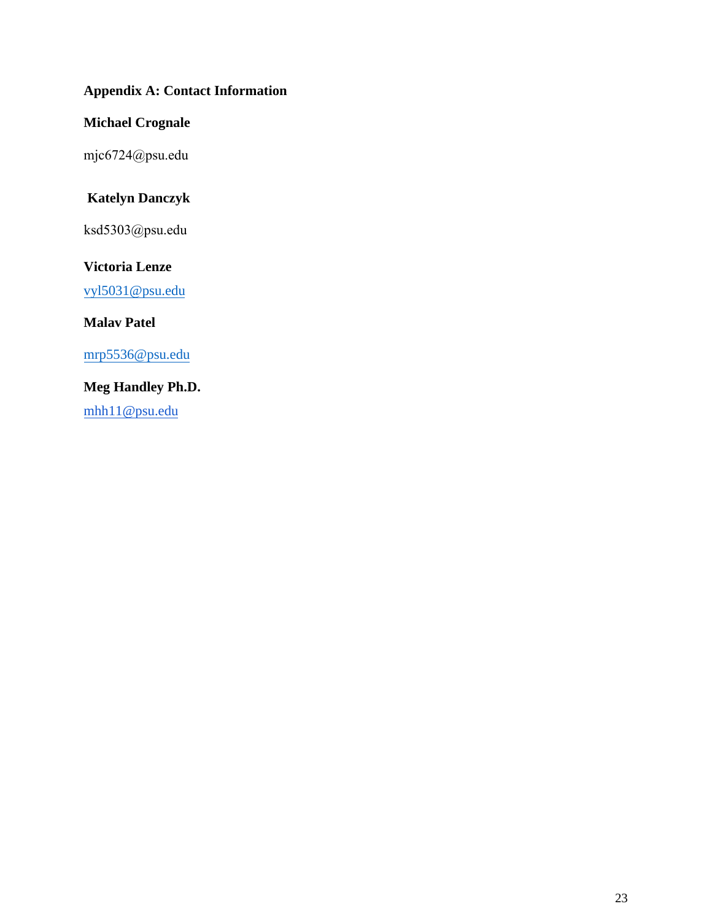## Appendix A: Contact Information

**Michael Crognale**

mjc6724@psu.edu

**Katelyn Danczyk**

ksd5303@psu.edu

**Victoria Lenze**

vyl5031@psu.edu

**Malav Patel**

mrp5536@psu.edu

**Meg Handley Ph.D.**

mhh11@psu.edu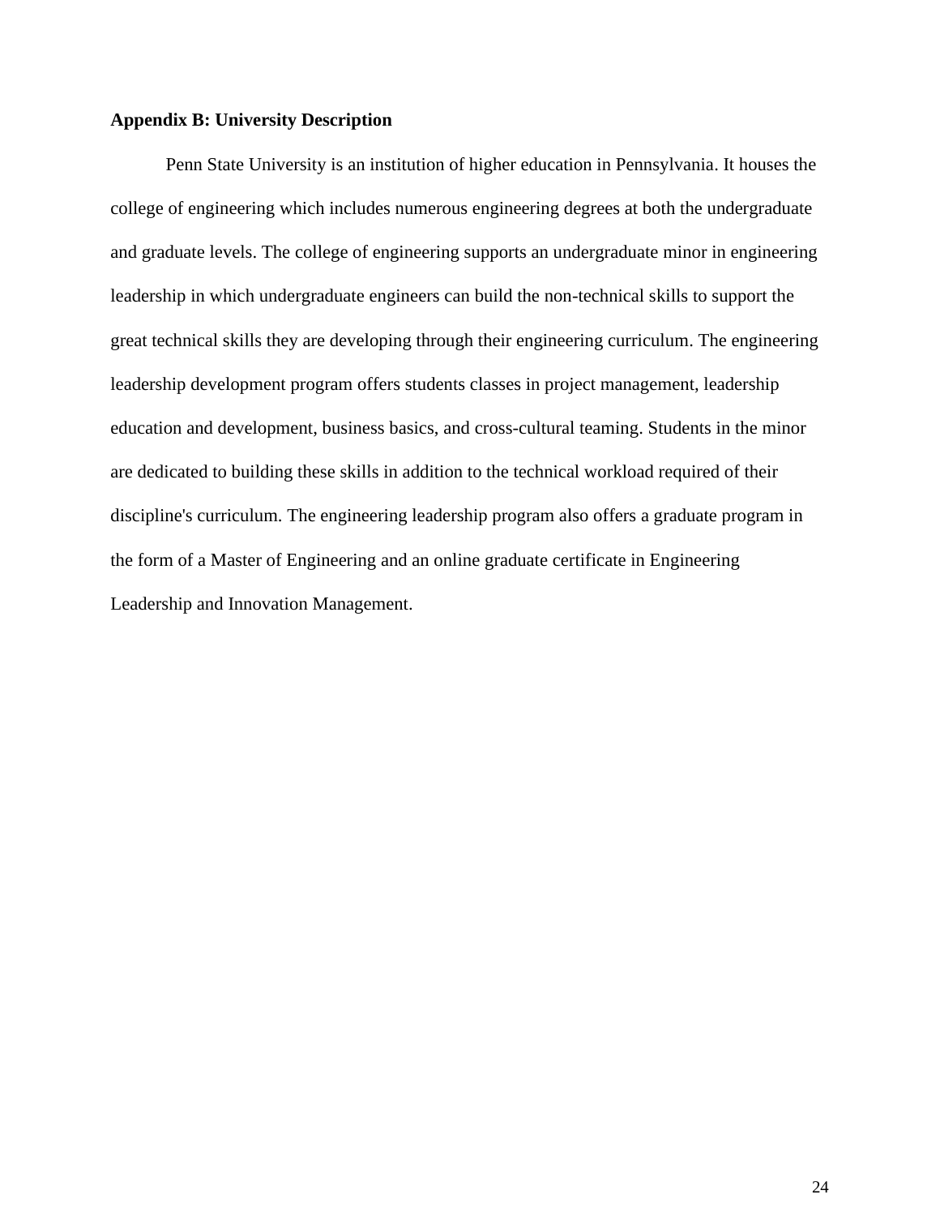**Appendix B: University Description**

Penn State University is an institution of higher education in Pennsylvania. It houses the college of engineering which includes numerous engineering degrees at both the undergraduate and graduate levels. The college of engineering supports an undergraduate minor in engineering leadership in which undergraduate engineers can build the non-technical skills to support the great technical skills they are developing through their engineering curriculum. The engineering leadership development program offers students classes in project management, leadership education and development, business basics, and cross-cultural teaming. Students in the minor are dedicated to building these skills in addition to the technical workload required of their discipline's curriculum. The engineering leadership program also offers a graduate program in the form of a Master of Engineering and an online graduate certificate in Engineering Leadership and Innovation Management.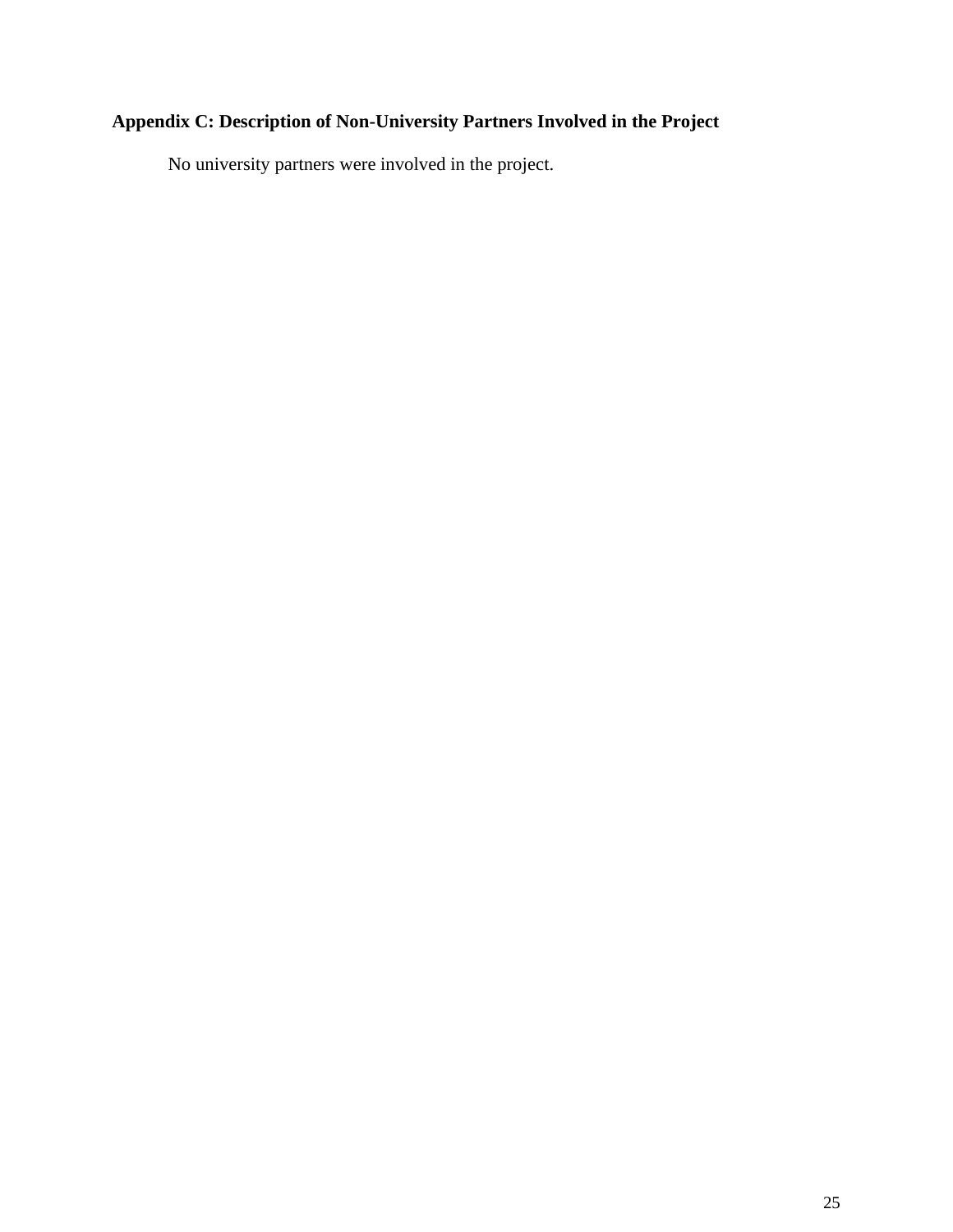### Appendix C: Description of Non-University Partners Involved in the Project

No university partners were involved in the project.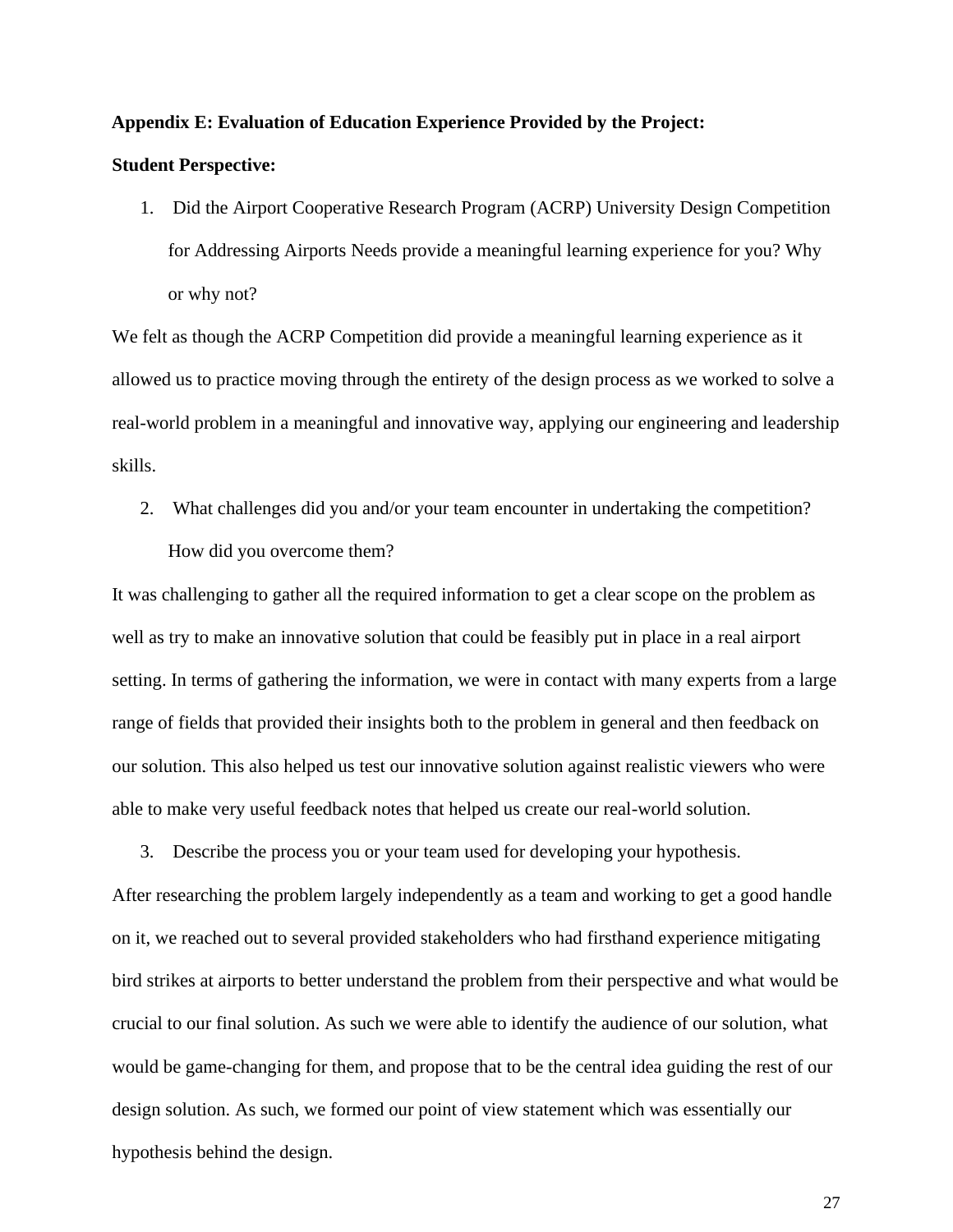**Appendix E: Evaluation of Education Experience Provided by the Project:**

**Student Perspective:**

1. Did the Airport Cooperative Research Program (ACRP) University Design Competition for Addressing Airports Needs provide a meaningful learning experience for you? Why or why not?

We felt as though the ACRP Competition did provide a meaningful learning experience as it allowed us to practice moving through the entirety of the design process as we worked to solve a real-world problem in a meaningful and innovative way, applying our engineering and leadership skills.

2. What challenges did you and/or your team encounter in undertaking the competition? How did you overcome them?

It was challenging to gather all the required information to get a clear scope on the problem as well as try to make an innovative solution that could be feasibly put in place in a real airport setting. In terms of gathering the information, we were in contact with many experts from a large range of fields that provided their insights both to the problem in general and then feedback on our solution. This also helped us test our innovative solution against realistic viewers who were able to make very useful feedback notes that helped us create our real-world solution.

3. Describe the process you or your team used for developing your hypothesis.

After researching the problem largely independently as a team and working to get a good handle on it, we reached out to several provided stakeholders who had firsthand experience mitigating bird strikes at airports to better understand the problem from their perspective and what would be crucial to our final solution. As such we were able to identify the audience of our solution, what would be game-changing for them, and propose that to be the central idea guiding the rest of our design solution. As such, we formed our point of view statement which was essentially our hypothesis behind the design.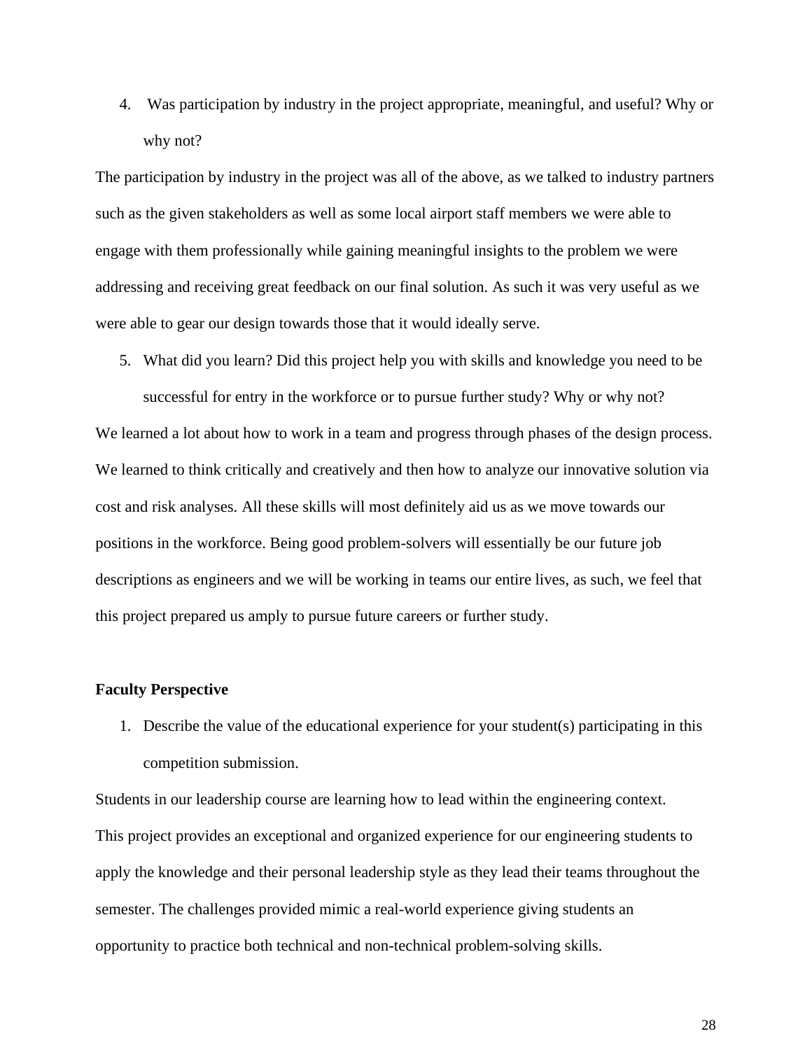4. Was participation by industry in the project appropriate, meaningful, and useful? Why or why not?

The participation by industry in the project was all of the above, as we talked to industry partners such as the given stakeholders as well as some local airport staff members we were able to engage with them professionally while gaining meaningful insights to the problem we were addressing and receiving great feedback on our final solution. As such it was very useful as we were able to gear our design towards those that it would ideally serve.

5. What did you learn? Did this project help you with skills and knowledge you need to be successful for entry in the workforce or to pursue further study? Why or why not?

We learned a lot about how to work in a team and progress through phases of the design process. We learned to think critically and creatively and then how to analyze our innovative solution via cost and risk analyses. All these skills will most definitely aid us as we move towards our positions in the workforce. Being good problem-solvers will essentially be our future job descriptions as engineers and we will be working in teams our entire lives, as such, we feel that this project prepared us amply to pursue future careers or further study.

**Faculty Perspective**

1. Describe the value of the educational experience for your student(s) participating in this competition submission.

Students in our leadership course are learning how to lead within the engineering context. This project provides an exceptional and organized experience for our engineering students to apply the knowledge and their personal leadership style as they lead their teams throughout the semester. The challenges provided mimic a real-world experience giving students an opportunity to practice both technical and non-technical problem-solving skills.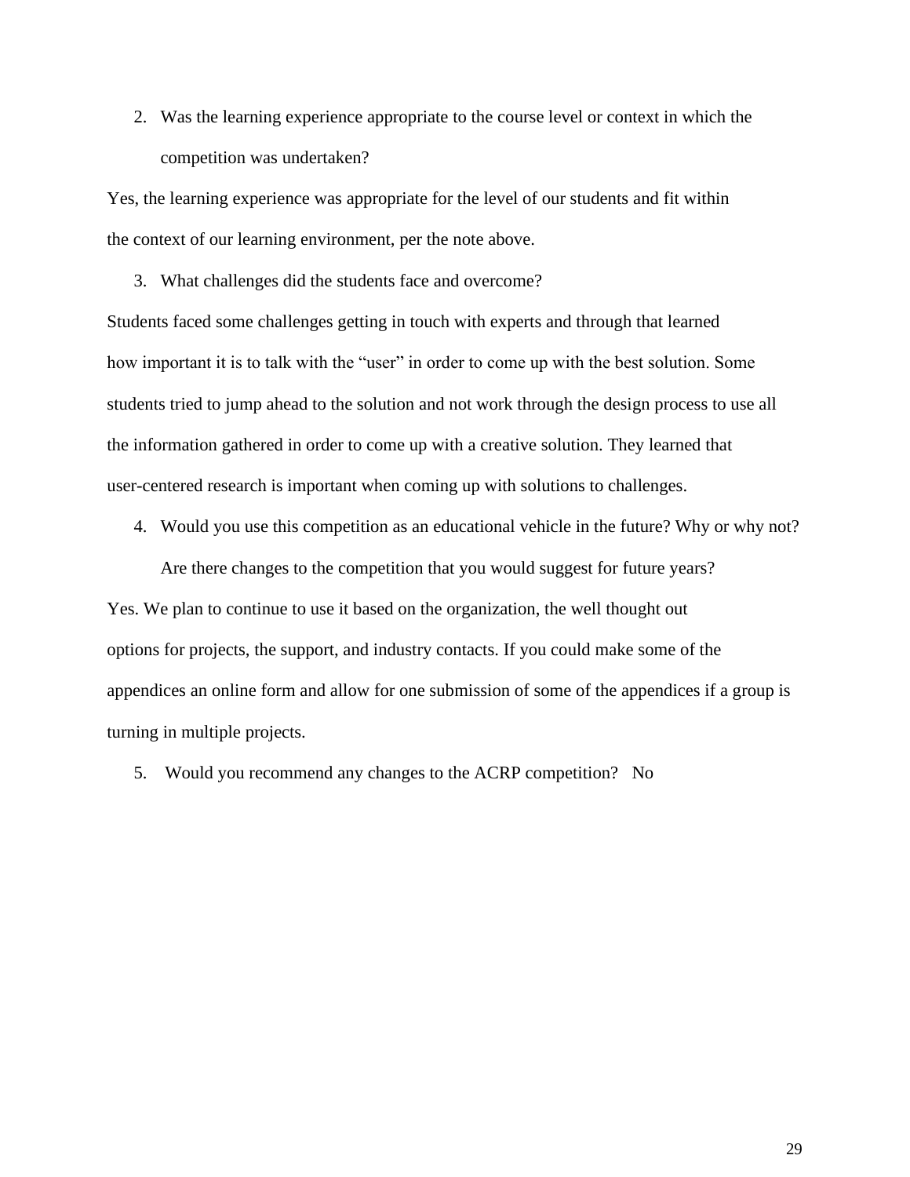2. Was the learning experience appropriate to the course level or context in which the competition was undertaken?

Yes, the learning experience was appropriate for the level of our students and fit within the context of our learning environment, per the note above.

3. What challenges did the students face and overcome?

Students faced some challenges getting in touch with experts and through that learned how important it is to talk with the "user" in order to come up with the best solution. Some students tried to jump ahead to the solution and not work through the design process to use all the information gathered in order to come up with a creative solution. They learned that user-centered research is important when coming up with solutions to challenges.

4. Would you use this competition as an educational vehicle in the future? Why or why not? Are there changes to the competition that you would suggest for future years?

Yes. We plan to continue to use it based on the organization, the well thought out options for projects, the support, and industry contacts. If you could make some of the appendices an online form and allow for one submission of some of the appendices if a group is turning in multiple projects.

5. Would you recommend any changes to the ACRP competition? No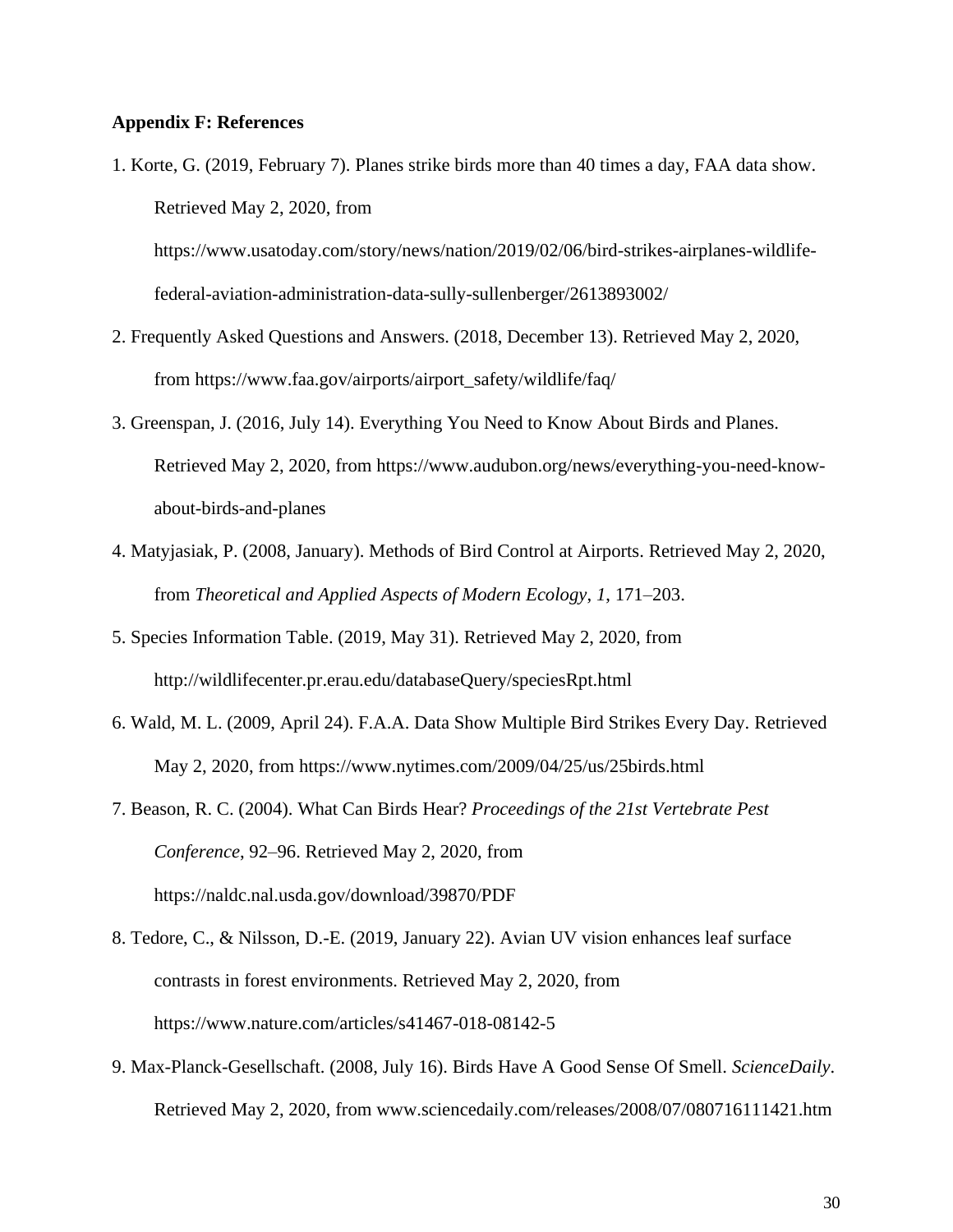**Appendix F: References**

1. Korte, G. (2019, February 7). Planes strike birds more than 40 times a day, FAA data show. Retrieved May 2, 2020, from https://www.usatoday.com/story/news/nation/2019/02/06/bird-strikes-airplanes-wildlife-federal-aviation-administration-data-sully-sullenberger/2613893002/

2. Frequently Asked Questions and Answers. (2018, December 13). Retrieved May 2, 2020, from https://www.faa.gov/airports/airport_safety/wildlife/faq/

3. Greenspan, J. (2016, July 14). Everything You Need to Know About Birds and Planes. Retrieved May 2, 2020, from https://www.audubon.org/news/everything-you-need-know-about-birds-and-planes

4. Matyjasiak, P. (2008, January). Methods of Bird Control at Airports. Retrieved May 2, 2020, from *Theoretical and Applied Aspects of Modern Ecology*, *1*, 171–203.

5. Species Information Table. (2019, May 31). Retrieved May 2, 2020, from http://wildlifecenter.pr.erau.edu/databaseQuery/speciesRpt.html

6. Wald, M. L. (2009, April 24). F.A.A. Data Show Multiple Bird Strikes Every Day. Retrieved May 2, 2020, from https://www.nytimes.com/2009/04/25/us/25birds.html

7. Beason, R. C. (2004). What Can Birds Hear? *Proceedings of the 21st Vertebrate Pest Conference*, 92–96. Retrieved May 2, 2020, from https://naldc.nal.usda.gov/download/39870/PDF

8. Tedore, C., & Nilsson, D.-E. (2019, January 22). Avian UV vision enhances leaf surface contrasts in forest environments. Retrieved May 2, 2020, from https://www.nature.com/articles/s41467-018-08142-5

9. Max-Planck-Gesellschaft. (2008, July 16). Birds Have A Good Sense Of Smell. *ScienceDaily*. Retrieved May 2, 2020, from www.sciencedaily.com/releases/2008/07/080716111421.htm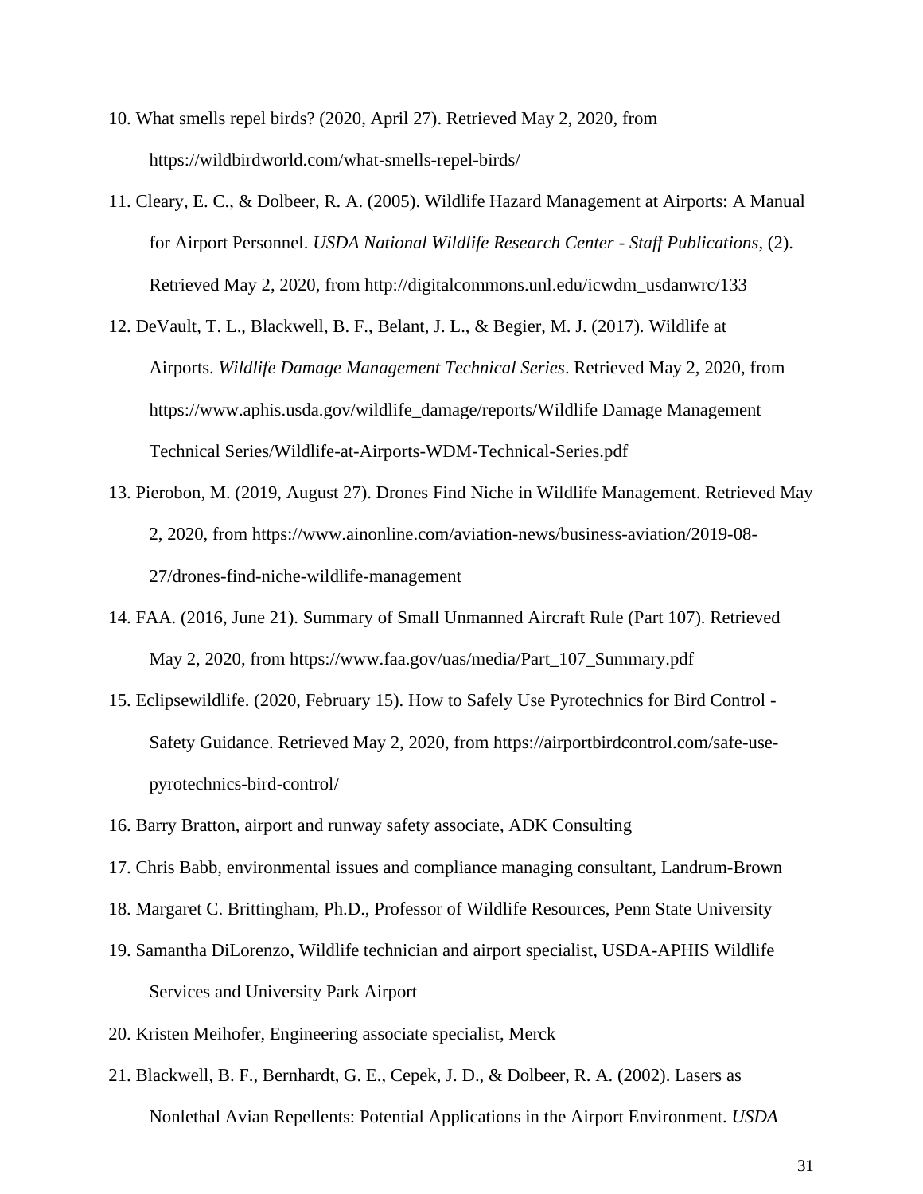10. What smells repel birds? (2020, April 27). Retrieved May 2, 2020, from https://wildbirdworld.com/what-smells-repel-birds/
11. Cleary, E. C., & Dolbeer, R. A. (2005). Wildlife Hazard Management at Airports: A Manual for Airport Personnel. *USDA National Wildlife Research Center - Staff Publications*, (2). Retrieved May 2, 2020, from http://digitalcommons.unl.edu/icwdm_usdanwrc/133
12. DeVault, T. L., Blackwell, B. F., Belant, J. L., & Begier, M. J. (2017). Wildlife at Airports. *Wildlife Damage Management Technical Series*. Retrieved May 2, 2020, from https://www.aphis.usda.gov/wildlife_damage/reports/Wildlife Damage Management Technical Series/Wildlife-at-Airports-WDM-Technical-Series.pdf
13. Pierobon, M. (2019, August 27). Drones Find Niche in Wildlife Management. Retrieved May 2, 2020, from https://www.ainonline.com/aviation-news/business-aviation/2019-08-27/drones-find-niche-wildlife-management
14. FAA. (2016, June 21). Summary of Small Unmanned Aircraft Rule (Part 107). Retrieved May 2, 2020, from https://www.faa.gov/uas/media/Part_107_Summary.pdf
15. Eclipsewildlife. (2020, February 15). How to Safely Use Pyrotechnics for Bird Control - Safety Guidance. Retrieved May 2, 2020, from https://airportbirdcontrol.com/safe-use-pyrotechnics-bird-control/
16. Barry Bratton, airport and runway safety associate, ADK Consulting
17. Chris Babb, environmental issues and compliance managing consultant, Landrum-Brown
18. Margaret C. Brittingham, Ph.D., Professor of Wildlife Resources, Penn State University
19. Samantha DiLorenzo, Wildlife technician and airport specialist, USDA-APHIS Wildlife Services and University Park Airport
20. Kristen Meihofer, Engineering associate specialist, Merck
21. Blackwell, B. F., Bernhardt, G. E., Cepek, J. D., & Dolbeer, R. A. (2002). Lasers as Nonlethal Avian Repellents: Potential Applications in the Airport Environment. *USDA*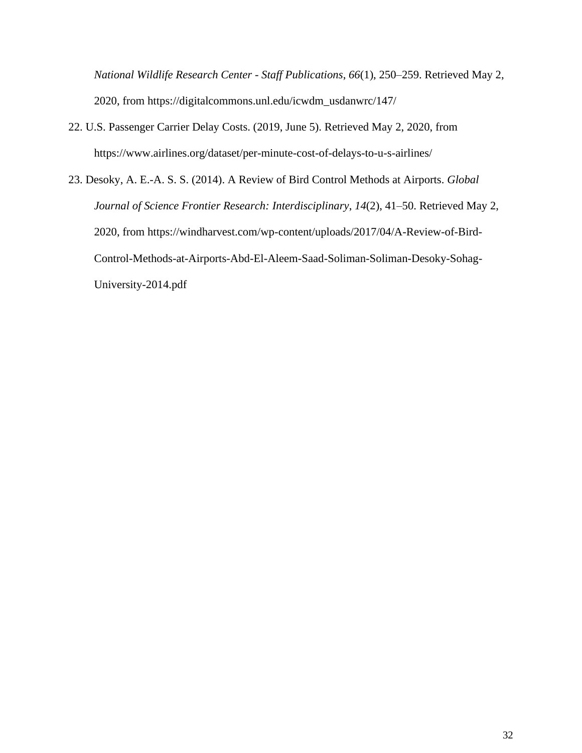*National Wildlife Research Center - Staff Publications*, *66*(1), 250–259. Retrieved May 2, 2020, from https://digitalcommons.unl.edu/icwdm_usdanwrc/147/

22. U.S. Passenger Carrier Delay Costs. (2019, June 5). Retrieved May 2, 2020, from https://www.airlines.org/dataset/per-minute-cost-of-delays-to-u-s-airlines/

23. Desoky, A. E.-A. S. S. (2014). A Review of Bird Control Methods at Airports. *Global Journal of Science Frontier Research: Interdisciplinary*, *14*(2), 41–50. Retrieved May 2, 2020, from https://windharvest.com/wp-content/uploads/2017/04/A-Review-of-Bird-Control-Methods-at-Airports-Abd-El-Aleem-Saad-Soliman-Soliman-Desoky-Sohag-University-2014.pdf